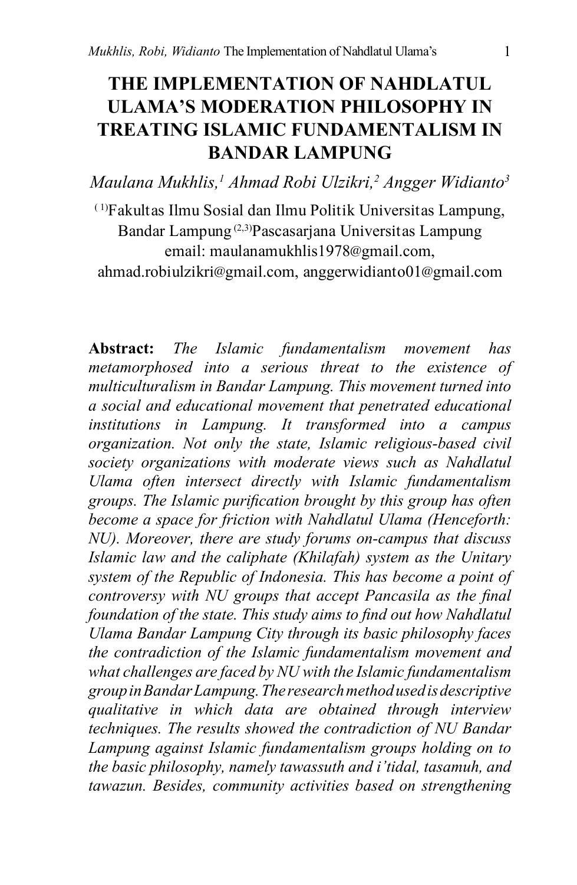# THE IMPLEMENTATION OF NAHDLATUL ULAMA'S MODERATION PHILOSOPHY IN TREATING ISLAMIC FUNDAMENTALISM IN BANDAR LAMPUNG

*Maulana Mukhlis,[1] Ahmad Robi Ulzikri,[2] Angger Widianto[3]*

[1]Fakultas Ilmu Sosial dan Ilmu Politik Universitas Lampung, Bandar Lampung [2,3]Pascasarjana Universitas Lampung
email: maulanamukhlis1978@gmail.com, ahmad.robiulzikri@gmail.com, anggerwidianto01@gmail.com

**Abstract:** *The Islamic fundamentalism movement has metamorphosed into a serious threat to the existence of multiculturalism in Bandar Lampung. This movement turned into a social and educational movement that penetrated educational institutions in Lampung. It transformed into a campus organization. Not only the state, Islamic religious-based civil society organizations with moderate views such as Nahdlatul Ulama often intersect directly with Islamic fundamentalism groups. The Islamic purification brought by this group has often become a space for friction with Nahdlatul Ulama (Henceforth: NU). Moreover, there are study forums on-campus that discuss Islamic law and the caliphate (Khilafah) system as the Unitary system of the Republic of Indonesia. This has become a point of controversy with NU groups that accept Pancasila as the final foundation of the state. This study aims to find out how Nahdlatul Ulama Bandar Lampung City through its basic philosophy faces the contradiction of the Islamic fundamentalism movement and what challenges are faced by NU with the Islamic fundamentalism group in Bandar Lampung. The research method used is descriptive qualitative in which data are obtained through interview techniques. The results showed the contradiction of NU Bandar Lampung against Islamic fundamentalism groups holding on to the basic philosophy, namely tawassuth and i'tidal, tasamuh, and tawazun. Besides, community activities based on strengthening*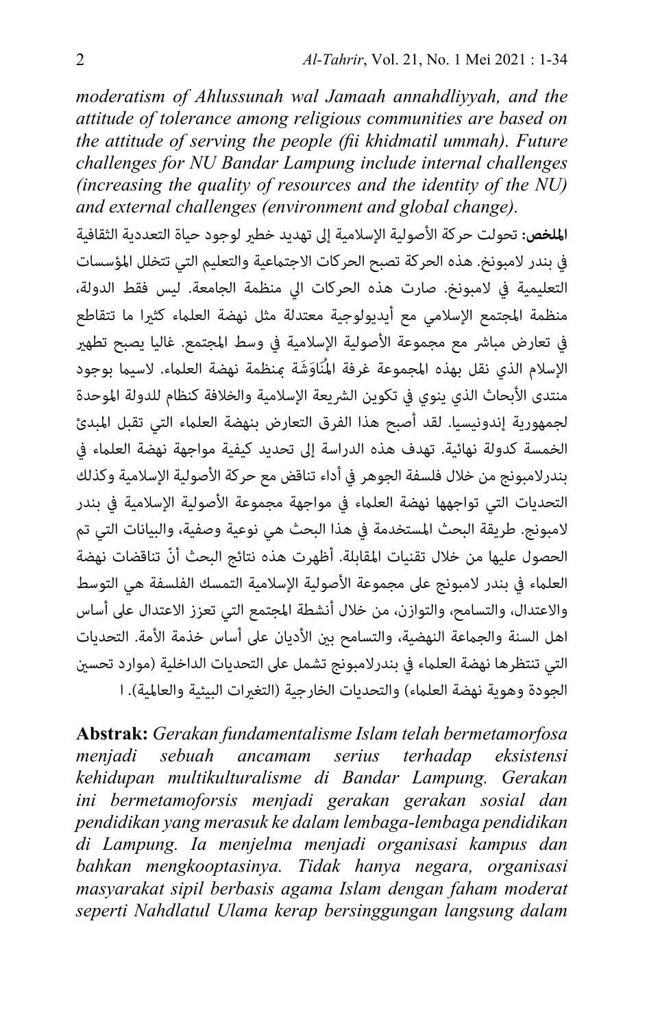*moderatism of Ahlussunah wal Jamaah annahdliyyah, and the attitude of tolerance among religious communities are based on the attitude of serving the people (fii khidmatil ummah). Future challenges for NU Bandar Lampung include internal challenges (increasing the quality of resources and the identity of the NU) and external challenges (environment and global change).*

**الملخص:** تحولت حركة الأصولية الإسلامية إلى تهديد خطير لوجود حياة التعددية الثقافية في بندر لامبونخ. هذه الحركة تصبح الحركات الاجتماعية والتعليم التي تتخلل المؤسسات التعليمية في لامبونخ. صارت هذه الحركات الي منظمة الجامعة. ليس فقط الدولة، منظمة المجتمع الإسلامي مع أيديولوجية معتدلة مثل نهضة العلماء كثيرا ما تتقاطع في تعارض مباشر مع مجموعة الأصولية الإسلامية في وسط المجتمع. غالبا يصبح تطهير الإسلام الذي نقل بهذه المجموعة غرفة المُنَاوَشَة بمنظمة نهضة العلماء. لاسيما بوجود منتدى الأبحاث الذي ينوي في تكوين الشريعة الإسلامية والخلافة كنظام للدولة الموحدة لجمهورية إندونيسيا. لقد أصبح هذا الفرق التعارض بنهضة العلماء التي تقبل المبدئ الخمسة كدولة نهائية. تهدف هذه الدراسة إلى تحديد كيفية مواجهة نهضة العلماء في بندرلامبونج من خلال فلسفة الجوهر في أداء تناقض مع حركة الأصولية الإسلامية وكذلك التحديات التي تواجهها نهضة العلماء في مواجهة مجموعة الأصولية الإسلامية في بندر لامبونج. طريقة البحث المستخدمة في هذا البحث هي نوعية وصفية، والبيانات التي تم الحصول عليها من خلال تقنيات المقابلة. أظهرت هذه نتائج البحث أنّ تناقضات نهضة العلماء في بندر لامبونج على مجموعة الأصولية الإسلامية التمسك الفلسفة هي التوسط والاعتدال، والتسامح، والتوازن، من خلال أنشطة المجتمع التي تعزز الاعتدال على أساس اهل السنة والجماعة النهضية، والتسامح بين الأديان على أساس خذمة الأمة. التحديات التي تنتظرها نهضة العلماء في بندرلامبونج تشمل على التحديات الداخلية (موارد تحسين الجودة وهوية نهضة العلماء) والتحديات الخارجية (التغيرات البيئية والعالمية). ا

**Abstrak:** *Gerakan fundamentalisme Islam telah bermetamorfosa menjadi sebuah ancamam serius terhadap eksistensi kehidupan multikulturalisme di Bandar Lampung. Gerakan ini bermetamoforsis menjadi gerakan gerakan sosial dan pendidikan yang merasuk ke dalam lembaga-lembaga pendidikan di Lampung. Ia menjelma menjadi organisasi kampus dan bahkan mengkooptasinya. Tidak hanya negara, organisasi masyarakat sipil berbasis agama Islam dengan faham moderat seperti Nahdlatul Ulama kerap bersinggungan langsung dalam*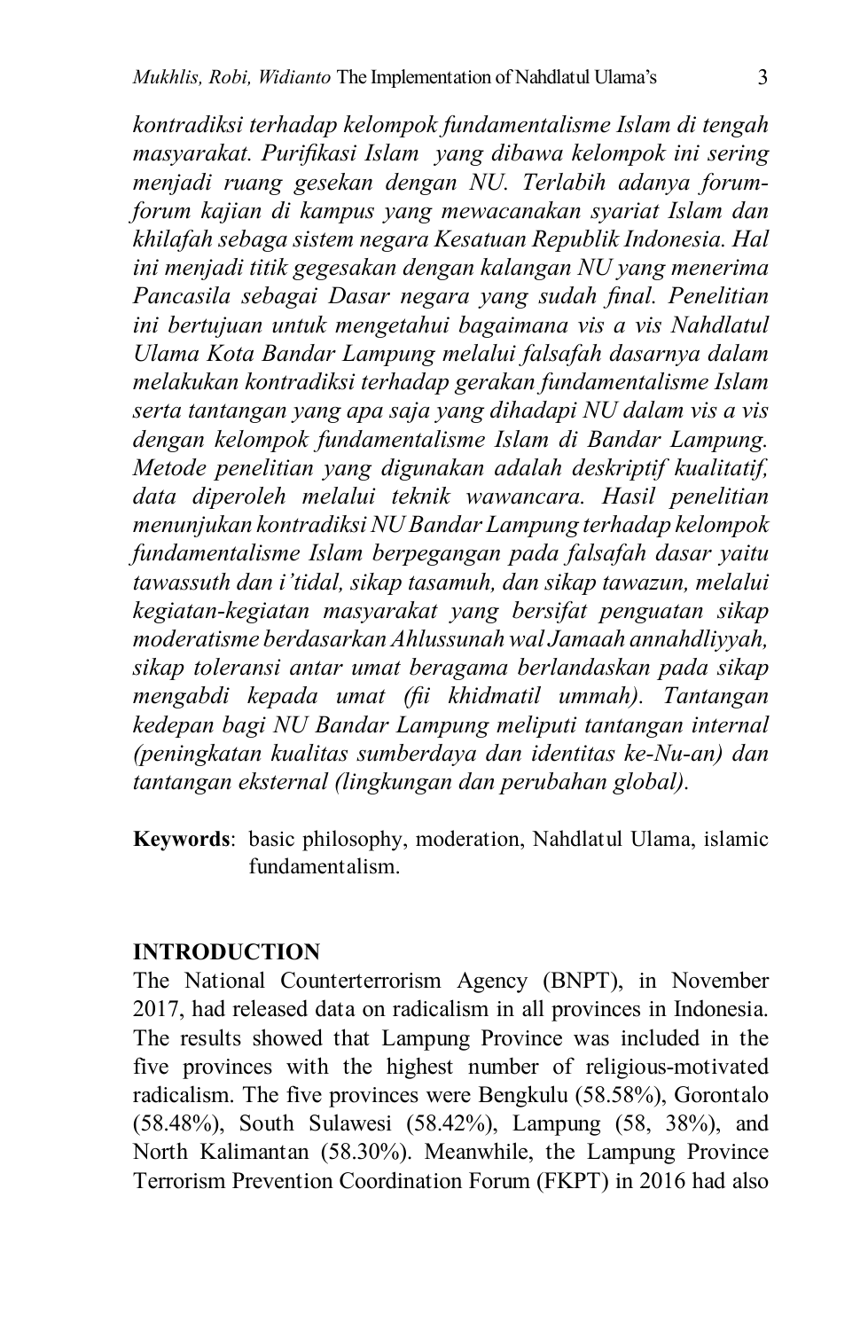*kontradiksi terhadap kelompok fundamentalisme Islam di tengah masyarakat. Purifikasi Islam yang dibawa kelompok ini sering menjadi ruang gesekan dengan NU. Terlabih adanya forum-forum kajian di kampus yang mewacanakan syariat Islam dan khilafah sebaga sistem negara Kesatuan Republik Indonesia. Hal ini menjadi titik gegesakan dengan kalangan NU yang menerima Pancasila sebagai Dasar negara yang sudah final. Penelitian ini bertujuan untuk mengetahui bagaimana vis a vis Nahdlatul Ulama Kota Bandar Lampung melalui falsafah dasarnya dalam melakukan kontradiksi terhadap gerakan fundamentalisme Islam serta tantangan yang apa saja yang dihadapi NU dalam vis a vis dengan kelompok fundamentalisme Islam di Bandar Lampung. Metode penelitian yang digunakan adalah deskriptif kualitatif, data diperoleh melalui teknik wawancara. Hasil penelitian menunjukan kontradiksi NU Bandar Lampung terhadap kelompok fundamentalisme Islam berpegangan pada falsafah dasar yaitu tawassuth dan i'tidal, sikap tasamuh, dan sikap tawazun, melalui kegiatan-kegiatan masyarakat yang bersifat penguatan sikap moderatisme berdasarkan Ahlussunah wal Jamaah annahdliyyah, sikap toleransi antar umat beragama berlandaskan pada sikap mengabdi kepada umat (fii khidmatil ummah). Tantangan kedepan bagi NU Bandar Lampung meliputi tantangan internal (peningkatan kualitas sumberdaya dan identitas ke-Nu-an) dan tantangan eksternal (lingkungan dan perubahan global).*

**Keywords**: basic philosophy, moderation, Nahdlatul Ulama, islamic fundamentalism.

## INTRODUCTION

The National Counterterrorism Agency (BNPT), in November 2017, had released data on radicalism in all provinces in Indonesia. The results showed that Lampung Province was included in the five provinces with the highest number of religious-motivated radicalism. The five provinces were Bengkulu (58.58%), Gorontalo (58.48%), South Sulawesi (58.42%), Lampung (58, 38%), and North Kalimantan (58.30%). Meanwhile, the Lampung Province Terrorism Prevention Coordination Forum (FKPT) in 2016 had also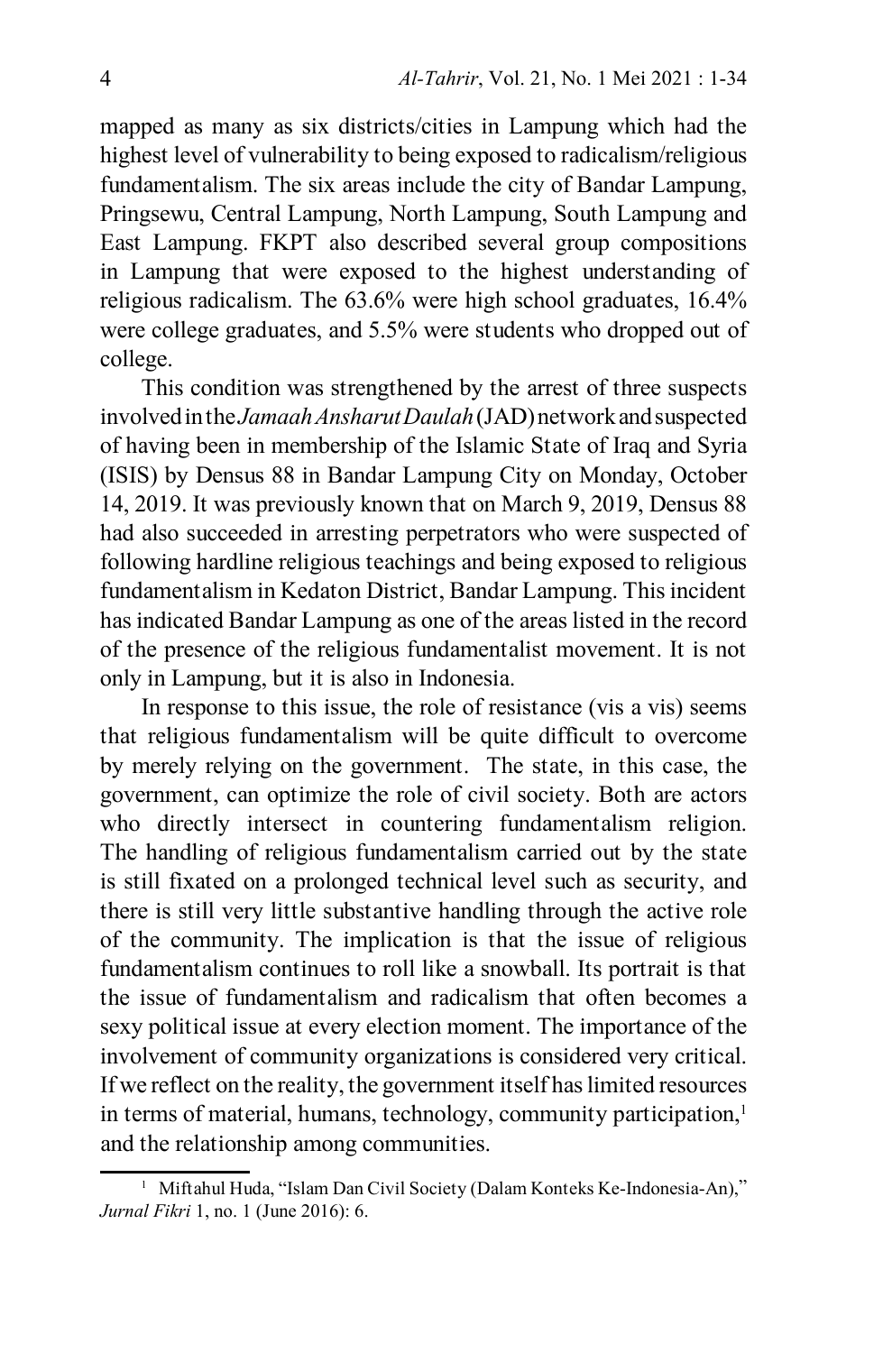mapped as many as six districts/cities in Lampung which had the highest level of vulnerability to being exposed to radicalism/religious fundamentalism. The six areas include the city of Bandar Lampung, Pringsewu, Central Lampung, North Lampung, South Lampung and East Lampung. FKPT also described several group compositions in Lampung that were exposed to the highest understanding of religious radicalism. The 63.6% were high school graduates, 16.4% were college graduates, and 5.5% were students who dropped out of college.

This condition was strengthened by the arrest of three suspects involved in the *Jamaah Ansharut Daulah* (JAD) network and suspected of having been in membership of the Islamic State of Iraq and Syria (ISIS) by Densus 88 in Bandar Lampung City on Monday, October 14, 2019. It was previously known that on March 9, 2019, Densus 88 had also succeeded in arresting perpetrators who were suspected of following hardline religious teachings and being exposed to religious fundamentalism in Kedaton District, Bandar Lampung. This incident has indicated Bandar Lampung as one of the areas listed in the record of the presence of the religious fundamentalist movement. It is not only in Lampung, but it is also in Indonesia.

In response to this issue, the role of resistance (vis a vis) seems that religious fundamentalism will be quite difficult to overcome by merely relying on the government. The state, in this case, the government, can optimize the role of civil society. Both are actors who directly intersect in countering fundamentalism religion. The handling of religious fundamentalism carried out by the state is still fixated on a prolonged technical level such as security, and there is still very little substantive handling through the active role of the community. The implication is that the issue of religious fundamentalism continues to roll like a snowball. Its portrait is that the issue of fundamentalism and radicalism that often becomes a sexy political issue at every election moment. The importance of the involvement of community organizations is considered very critical. If we reflect on the reality, the government itself has limited resources in terms of material, humans, technology, community participation,[1] and the relationship among communities.

[1] Miftahul Huda, "Islam Dan Civil Society (Dalam Konteks Ke-Indonesia-An)," *Jurnal Fikri* 1, no. 1 (June 2016): 6.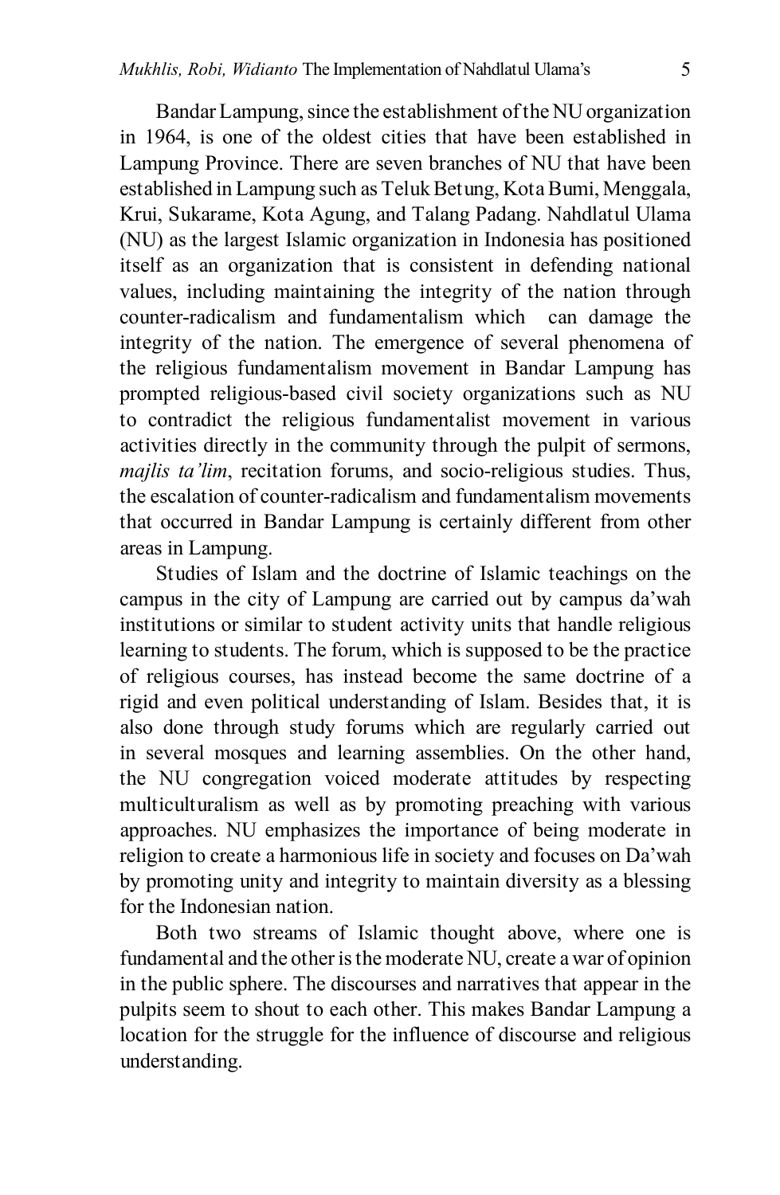Bandar Lampung, since the establishment of the NU organization in 1964, is one of the oldest cities that have been established in Lampung Province. There are seven branches of NU that have been established in Lampung such as Teluk Betung, Kota Bumi, Menggala, Krui, Sukarame, Kota Agung, and Talang Padang. Nahdlatul Ulama (NU) as the largest Islamic organization in Indonesia has positioned itself as an organization that is consistent in defending national values, including maintaining the integrity of the nation through counter-radicalism and fundamentalism which can damage the integrity of the nation. The emergence of several phenomena of the religious fundamentalism movement in Bandar Lampung has prompted religious-based civil society organizations such as NU to contradict the religious fundamentalist movement in various activities directly in the community through the pulpit of sermons, *majlis ta'lim*, recitation forums, and socio-religious studies. Thus, the escalation of counter-radicalism and fundamentalism movements that occurred in Bandar Lampung is certainly different from other areas in Lampung.

Studies of Islam and the doctrine of Islamic teachings on the campus in the city of Lampung are carried out by campus da'wah institutions or similar to student activity units that handle religious learning to students. The forum, which is supposed to be the practice of religious courses, has instead become the same doctrine of a rigid and even political understanding of Islam. Besides that, it is also done through study forums which are regularly carried out in several mosques and learning assemblies. On the other hand, the NU congregation voiced moderate attitudes by respecting multiculturalism as well as by promoting preaching with various approaches. NU emphasizes the importance of being moderate in religion to create a harmonious life in society and focuses on Da'wah by promoting unity and integrity to maintain diversity as a blessing for the Indonesian nation.

Both two streams of Islamic thought above, where one is fundamental and the other is the moderate NU, create a war of opinion in the public sphere. The discourses and narratives that appear in the pulpits seem to shout to each other. This makes Bandar Lampung a location for the struggle for the influence of discourse and religious understanding.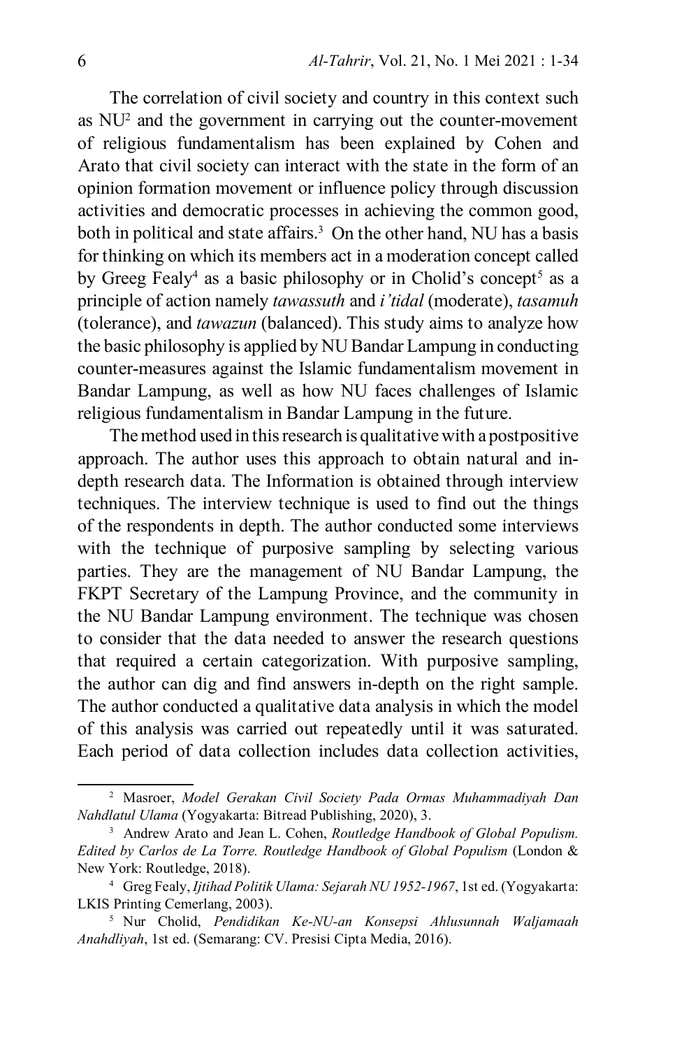The correlation of civil society and country in this context such as NU[2] and the government in carrying out the counter-movement of religious fundamentalism has been explained by Cohen and Arato that civil society can interact with the state in the form of an opinion formation movement or influence policy through discussion activities and democratic processes in achieving the common good, both in political and state affairs.[3] On the other hand, NU has a basis for thinking on which its members act in a moderation concept called by Greeg Fealy[4] as a basic philosophy or in Cholid's concept[5] as a principle of action namely *tawassuth* and *i'tidal* (moderate), *tasamuh* (tolerance), and *tawazun* (balanced). This study aims to analyze how the basic philosophy is applied by NU Bandar Lampung in conducting counter-measures against the Islamic fundamentalism movement in Bandar Lampung, as well as how NU faces challenges of Islamic religious fundamentalism in Bandar Lampung in the future.

The method used in this research is qualitative with a postpositive approach. The author uses this approach to obtain natural and in-depth research data. The Information is obtained through interview techniques. The interview technique is used to find out the things of the respondents in depth. The author conducted some interviews with the technique of purposive sampling by selecting various parties. They are the management of NU Bandar Lampung, the FKPT Secretary of the Lampung Province, and the community in the NU Bandar Lampung environment. The technique was chosen to consider that the data needed to answer the research questions that required a certain categorization. With purposive sampling, the author can dig and find answers in-depth on the right sample. The author conducted a qualitative data analysis in which the model of this analysis was carried out repeatedly until it was saturated. Each period of data collection includes data collection activities,

---

[2] Masroer, *Model Gerakan Civil Society Pada Ormas Muhammadiyah Dan Nahdlatul Ulama* (Yogyakarta: Bitread Publishing, 2020), 3.

[3] Andrew Arato and Jean L. Cohen, *Routledge Handbook of Global Populism. Edited by Carlos de La Torre. Routledge Handbook of Global Populism* (London & New York: Routledge, 2018).

[4] Greg Fealy, *Ijtihad Politik Ulama: Sejarah NU 1952-1967*, 1st ed. (Yogyakarta: LKIS Printing Cemerlang, 2003).

[5] Nur Cholid, *Pendidikan Ke-NU-an Konsepsi Ahlusunnah Waljamaah Anahdliyah*, 1st ed. (Semarang: CV. Presisi Cipta Media, 2016).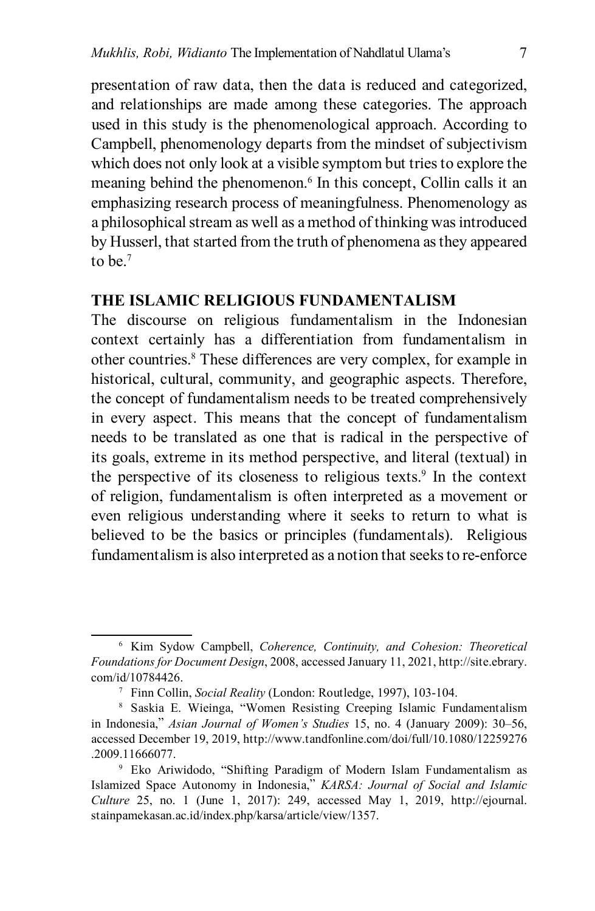presentation of raw data, then the data is reduced and categorized, and relationships are made among these categories. The approach used in this study is the phenomenological approach. According to Campbell, phenomenology departs from the mindset of subjectivism which does not only look at a visible symptom but tries to explore the meaning behind the phenomenon.[6] In this concept, Collin calls it an emphasizing research process of meaningfulness. Phenomenology as a philosophical stream as well as a method of thinking was introduced by Husserl, that started from the truth of phenomena as they appeared to be.[7]

## THE ISLAMIC RELIGIOUS FUNDAMENTALISM

The discourse on religious fundamentalism in the Indonesian context certainly has a differentiation from fundamentalism in other countries.[8] These differences are very complex, for example in historical, cultural, community, and geographic aspects. Therefore, the concept of fundamentalism needs to be treated comprehensively in every aspect. This means that the concept of fundamentalism needs to be translated as one that is radical in the perspective of its goals, extreme in its method perspective, and literal (textual) in the perspective of its closeness to religious texts.[9] In the context of religion, fundamentalism is often interpreted as a movement or even religious understanding where it seeks to return to what is believed to be the basics or principles (fundamentals). Religious fundamentalism is also interpreted as a notion that seeks to re-enforce

---

[6] Kim Sydow Campbell, *Coherence, Continuity, and Cohesion: Theoretical Foundations for Document Design*, 2008, accessed January 11, 2021, http://site.ebrary.com/id/10784426.

[7] Finn Collin, *Social Reality* (London: Routledge, 1997), 103-104.

[8] Saskia E. Wieinga, "Women Resisting Creeping Islamic Fundamentalism in Indonesia," *Asian Journal of Women's Studies* 15, no. 4 (January 2009): 30–56, accessed December 19, 2019, http://www.tandfonline.com/doi/full/10.1080/12259276.2009.11666077.

[9] Eko Ariwidodo, "Shifting Paradigm of Modern Islam Fundamentalism as Islamized Space Autonomy in Indonesia," *KARSA: Journal of Social and Islamic Culture* 25, no. 1 (June 1, 2017): 249, accessed May 1, 2019, http://ejournal.stainpamekasan.ac.id/index.php/karsa/article/view/1357.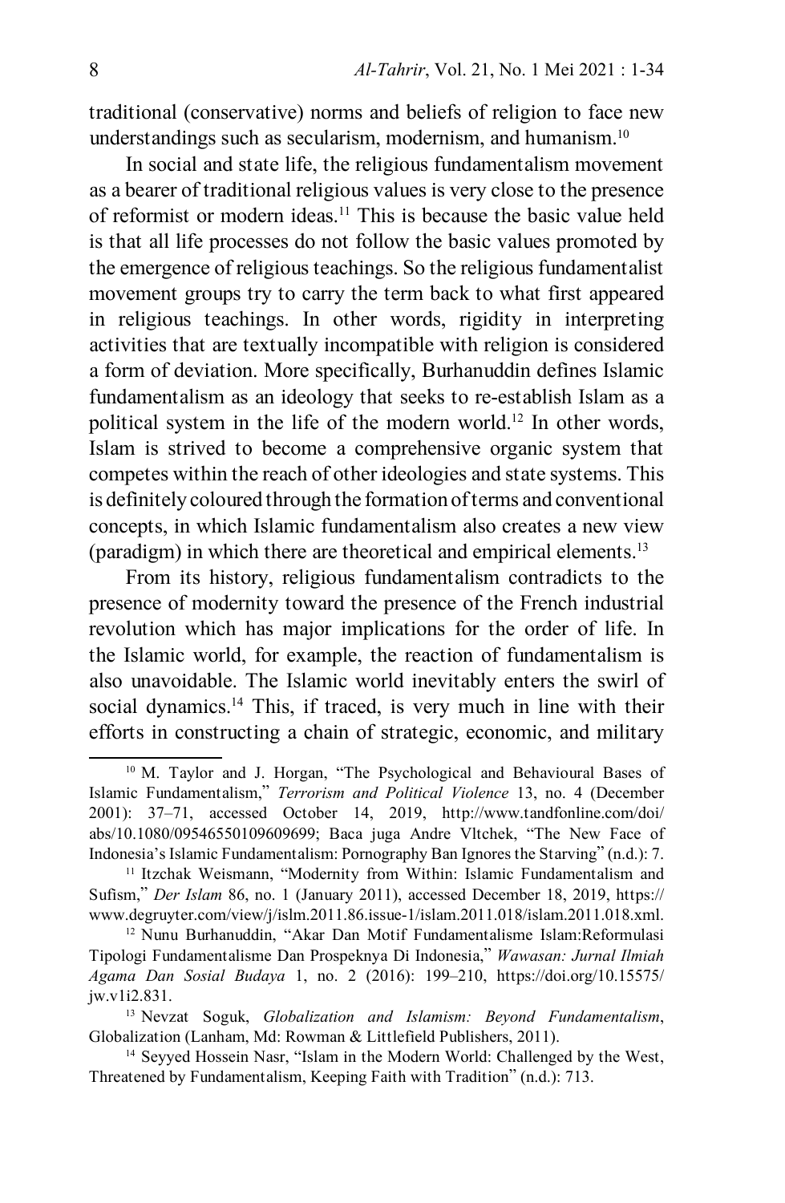traditional (conservative) norms and beliefs of religion to face new understandings such as secularism, modernism, and humanism.[10]

In social and state life, the religious fundamentalism movement as a bearer of traditional religious values is very close to the presence of reformist or modern ideas.[11] This is because the basic value held is that all life processes do not follow the basic values promoted by the emergence of religious teachings. So the religious fundamentalist movement groups try to carry the term back to what first appeared in religious teachings. In other words, rigidity in interpreting activities that are textually incompatible with religion is considered a form of deviation. More specifically, Burhanuddin defines Islamic fundamentalism as an ideology that seeks to re-establish Islam as a political system in the life of the modern world.[12] In other words, Islam is strived to become a comprehensive organic system that competes within the reach of other ideologies and state systems. This is definitely coloured through the formation of terms and conventional concepts, in which Islamic fundamentalism also creates a new view (paradigm) in which there are theoretical and empirical elements.[13]

From its history, religious fundamentalism contradicts to the presence of modernity toward the presence of the French industrial revolution which has major implications for the order of life. In the Islamic world, for example, the reaction of fundamentalism is also unavoidable. The Islamic world inevitably enters the swirl of social dynamics.[14] This, if traced, is very much in line with their efforts in constructing a chain of strategic, economic, and military

---

[10] M. Taylor and J. Horgan, "The Psychological and Behavioural Bases of Islamic Fundamentalism," *Terrorism and Political Violence* 13, no. 4 (December 2001): 37–71, accessed October 14, 2019, http://www.tandfonline.com/doi/abs/10.1080/09546550109609699; Baca juga Andre Vltchek, "The New Face of Indonesia's Islamic Fundamentalism: Pornography Ban Ignores the Starving" (n.d.): 7.

[11] Itzchak Weismann, "Modernity from Within: Islamic Fundamentalism and Sufism," *Der Islam* 86, no. 1 (January 2011), accessed December 18, 2019, https://www.degruyter.com/view/j/islm.2011.86.issue-1/islam.2011.018/islam.2011.018.xml.

[12] Nunu Burhanuddin, "Akar Dan Motif Fundamentalisme Islam:Reformulasi Tipologi Fundamentalisme Dan Prospeknya Di Indonesia," *Wawasan: Jurnal Ilmiah Agama Dan Sosial Budaya* 1, no. 2 (2016): 199–210, https://doi.org/10.15575/jw.v1i2.831.

[13] Nevzat Soguk, *Globalization and Islamism: Beyond Fundamentalism*, Globalization (Lanham, Md: Rowman & Littlefield Publishers, 2011).

[14] Seyyed Hossein Nasr, "Islam in the Modern World: Challenged by the West, Threatened by Fundamentalism, Keeping Faith with Tradition" (n.d.): 713.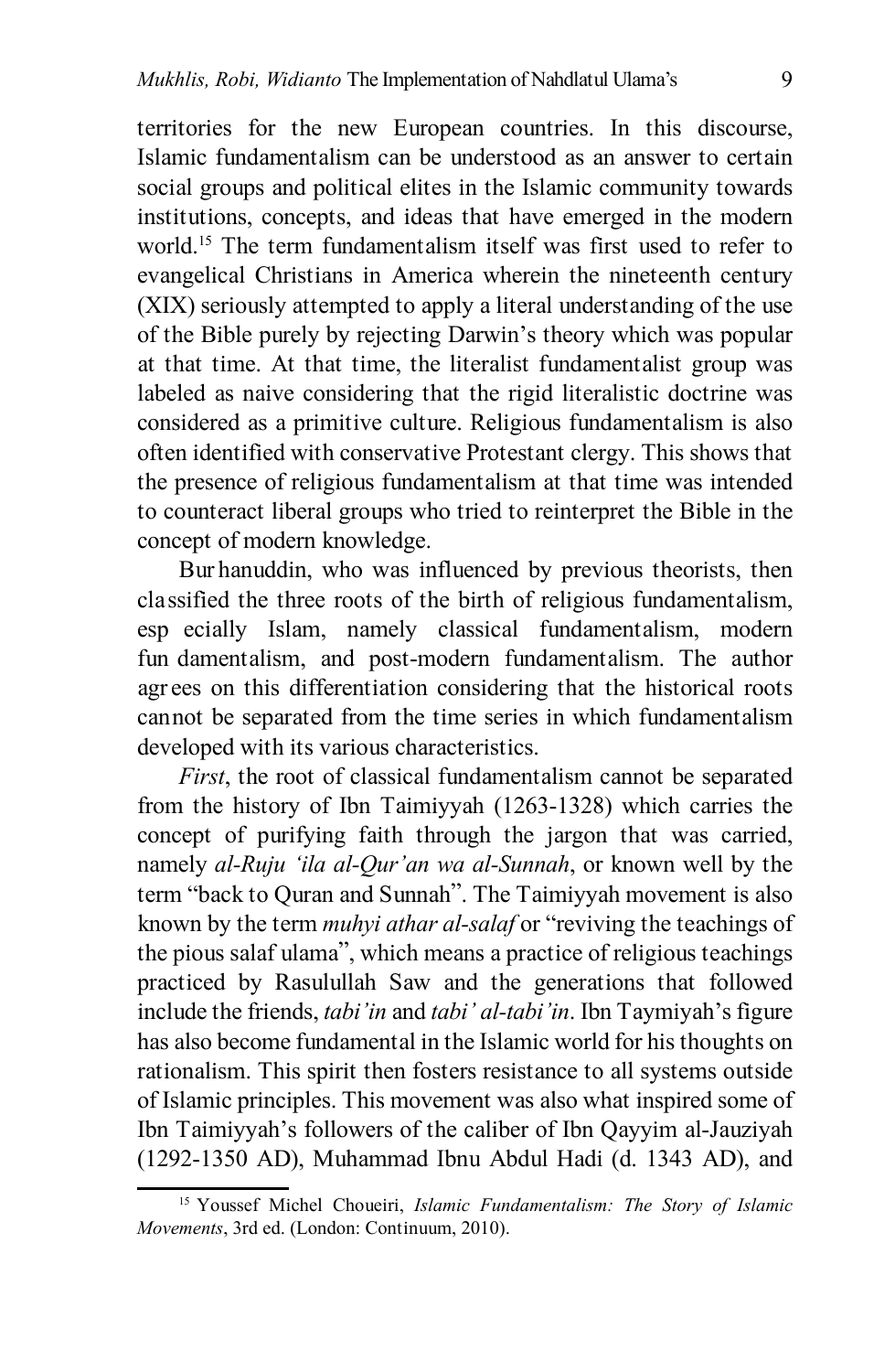territories for the new European countries. In this discourse, Islamic fundamentalism can be understood as an answer to certain social groups and political elites in the Islamic community towards institutions, concepts, and ideas that have emerged in the modern world.[15] The term fundamentalism itself was first used to refer to evangelical Christians in America wherein the nineteenth century (XIX) seriously attempted to apply a literal understanding of the use of the Bible purely by rejecting Darwin's theory which was popular at that time. At that time, the literalist fundamentalist group was labeled as naive considering that the rigid literalistic doctrine was considered as a primitive culture. Religious fundamentalism is also often identified with conservative Protestant clergy. This shows that the presence of religious fundamentalism at that time was intended to counteract liberal groups who tried to reinterpret the Bible in the concept of modern knowledge.

Burhanuddin, who was influenced by previous theorists, then classified the three roots of the birth of religious fundamentalism, especially Islam, namely classical fundamentalism, modern fundamentalism, and post-modern fundamentalism. The author agrees on this differentiation considering that the historical roots cannot be separated from the time series in which fundamentalism developed with its various characteristics.

*First*, the root of classical fundamentalism cannot be separated from the history of Ibn Taimiyyah (1263-1328) which carries the concept of purifying faith through the jargon that was carried, namely *al-Ruju 'ila al-Qur'an wa al-Sunnah*, or known well by the term "back to Quran and Sunnah". The Taimiyyah movement is also known by the term *muhyi athar al-salaf* or "reviving the teachings of the pious salaf ulama", which means a practice of religious teachings practiced by Rasulullah Saw and the generations that followed include the friends, *tabi'in* and *tabi' al-tabi'in*. Ibn Taymiyah's figure has also become fundamental in the Islamic world for his thoughts on rationalism. This spirit then fosters resistance to all systems outside of Islamic principles. This movement was also what inspired some of Ibn Taimiyyah's followers of the caliber of Ibn Qayyim al-Jauziyah (1292-1350 AD), Muhammad Ibnu Abdul Hadi (d. 1343 AD), and

[15] Youssef Michel Choueiri, *Islamic Fundamentalism: The Story of Islamic Movements*, 3rd ed. (London: Continuum, 2010).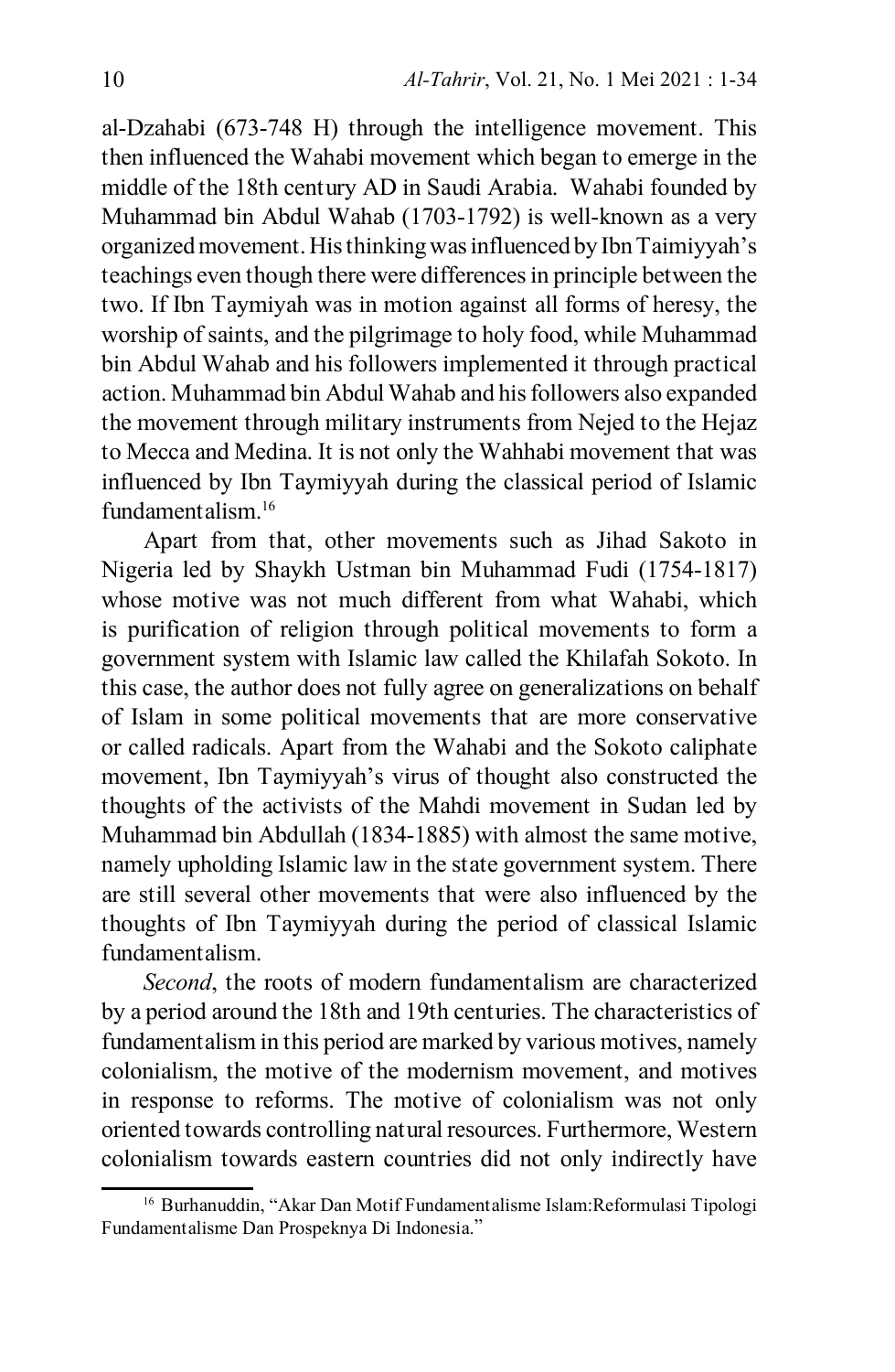al-Dzahabi (673-748 H) through the intelligence movement. This then influenced the Wahabi movement which began to emerge in the middle of the 18th century AD in Saudi Arabia. Wahabi founded by Muhammad bin Abdul Wahab (1703-1792) is well-known as a very organized movement. His thinking was influenced by Ibn Taimiyyah's teachings even though there were differences in principle between the two. If Ibn Taymiyah was in motion against all forms of heresy, the worship of saints, and the pilgrimage to holy food, while Muhammad bin Abdul Wahab and his followers implemented it through practical action. Muhammad bin Abdul Wahab and his followers also expanded the movement through military instruments from Nejed to the Hejaz to Mecca and Medina. It is not only the Wahhabi movement that was influenced by Ibn Taymiyyah during the classical period of Islamic fundamentalism.[16]

Apart from that, other movements such as Jihad Sakoto in Nigeria led by Shaykh Ustman bin Muhammad Fudi (1754-1817) whose motive was not much different from what Wahabi, which is purification of religion through political movements to form a government system with Islamic law called the Khilafah Sokoto. In this case, the author does not fully agree on generalizations on behalf of Islam in some political movements that are more conservative or called radicals. Apart from the Wahabi and the Sokoto caliphate movement, Ibn Taymiyyah's virus of thought also constructed the thoughts of the activists of the Mahdi movement in Sudan led by Muhammad bin Abdullah (1834-1885) with almost the same motive, namely upholding Islamic law in the state government system. There are still several other movements that were also influenced by the thoughts of Ibn Taymiyyah during the period of classical Islamic fundamentalism.

*Second*, the roots of modern fundamentalism are characterized by a period around the 18th and 19th centuries. The characteristics of fundamentalism in this period are marked by various motives, namely colonialism, the motive of the modernism movement, and motives in response to reforms. The motive of colonialism was not only oriented towards controlling natural resources. Furthermore, Western colonialism towards eastern countries did not only indirectly have

[16] Burhanuddin, "Akar Dan Motif Fundamentalisme Islam:Reformulasi Tipologi Fundamentalisme Dan Prospeknya Di Indonesia."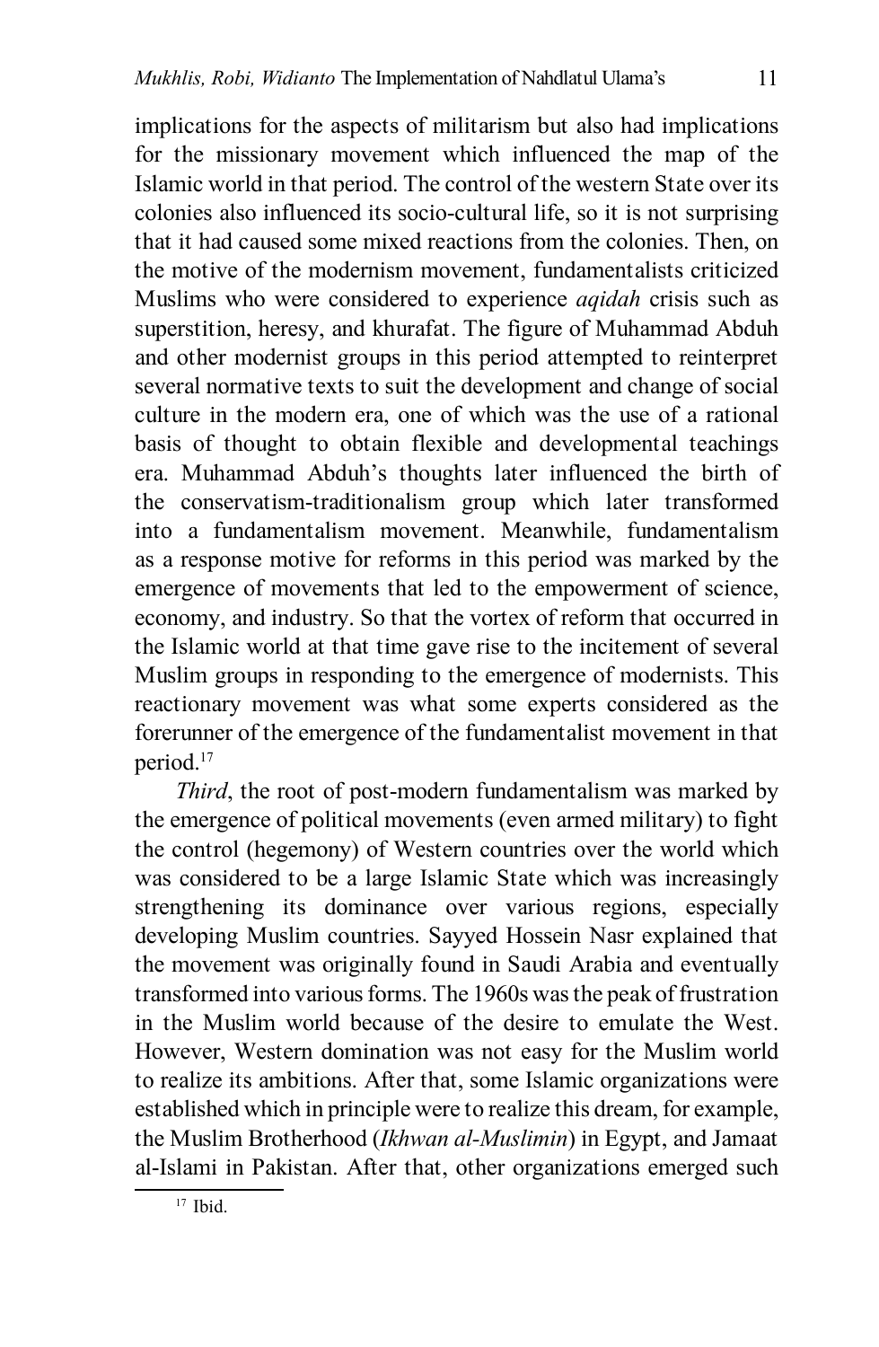implications for the aspects of militarism but also had implications for the missionary movement which influenced the map of the Islamic world in that period. The control of the western State over its colonies also influenced its socio-cultural life, so it is not surprising that it had caused some mixed reactions from the colonies. Then, on the motive of the modernism movement, fundamentalists criticized Muslims who were considered to experience *aqidah* crisis such as superstition, heresy, and khurafat. The figure of Muhammad Abduh and other modernist groups in this period attempted to reinterpret several normative texts to suit the development and change of social culture in the modern era, one of which was the use of a rational basis of thought to obtain flexible and developmental teachings era. Muhammad Abduh's thoughts later influenced the birth of the conservatism-traditionalism group which later transformed into a fundamentalism movement. Meanwhile, fundamentalism as a response motive for reforms in this period was marked by the emergence of movements that led to the empowerment of science, economy, and industry. So that the vortex of reform that occurred in the Islamic world at that time gave rise to the incitement of several Muslim groups in responding to the emergence of modernists. This reactionary movement was what some experts considered as the forerunner of the emergence of the fundamentalist movement in that period.[17]

*Third*, the root of post-modern fundamentalism was marked by the emergence of political movements (even armed military) to fight the control (hegemony) of Western countries over the world which was considered to be a large Islamic State which was increasingly strengthening its dominance over various regions, especially developing Muslim countries. Sayyed Hossein Nasr explained that the movement was originally found in Saudi Arabia and eventually transformed into various forms. The 1960s was the peak of frustration in the Muslim world because of the desire to emulate the West. However, Western domination was not easy for the Muslim world to realize its ambitions. After that, some Islamic organizations were established which in principle were to realize this dream, for example, the Muslim Brotherhood (*Ikhwan al-Muslimin*) in Egypt, and Jamaat al-Islami in Pakistan. After that, other organizations emerged such

[17] Ibid.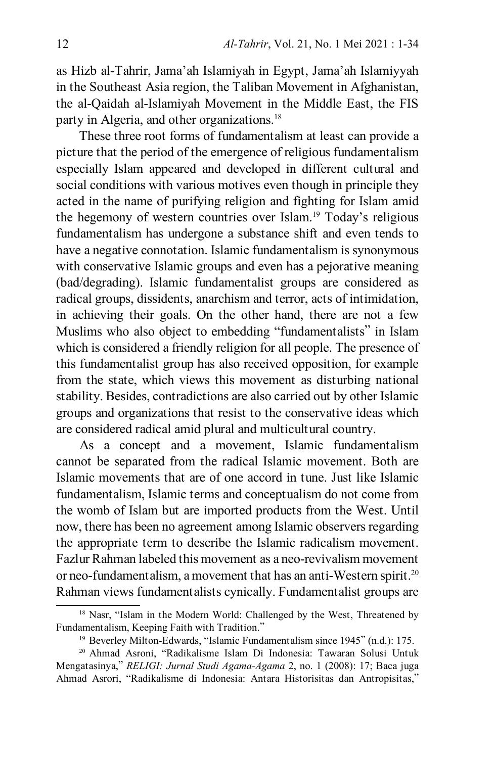as Hizb al-Tahrir, Jama'ah Islamiyah in Egypt, Jama'ah Islamiyyah in the Southeast Asia region, the Taliban Movement in Afghanistan, the al-Qaidah al-Islamiyah Movement in the Middle East, the FIS party in Algeria, and other organizations.[18]

These three root forms of fundamentalism at least can provide a picture that the period of the emergence of religious fundamentalism especially Islam appeared and developed in different cultural and social conditions with various motives even though in principle they acted in the name of purifying religion and fighting for Islam amid the hegemony of western countries over Islam.[19] Today's religious fundamentalism has undergone a substance shift and even tends to have a negative connotation. Islamic fundamentalism is synonymous with conservative Islamic groups and even has a pejorative meaning (bad/degrading). Islamic fundamentalist groups are considered as radical groups, dissidents, anarchism and terror, acts of intimidation, in achieving their goals. On the other hand, there are not a few Muslims who also object to embedding "fundamentalists" in Islam which is considered a friendly religion for all people. The presence of this fundamentalist group has also received opposition, for example from the state, which views this movement as disturbing national stability. Besides, contradictions are also carried out by other Islamic groups and organizations that resist to the conservative ideas which are considered radical amid plural and multicultural country.

As a concept and a movement, Islamic fundamentalism cannot be separated from the radical Islamic movement. Both are Islamic movements that are of one accord in tune. Just like Islamic fundamentalism, Islamic terms and conceptualism do not come from the womb of Islam but are imported products from the West. Until now, there has been no agreement among Islamic observers regarding the appropriate term to describe the Islamic radicalism movement. Fazlur Rahman labeled this movement as a neo-revivalism movement or neo-fundamentalism, a movement that has an anti-Western spirit.[20] Rahman views fundamentalists cynically. Fundamentalist groups are

---

[18] Nasr, "Islam in the Modern World: Challenged by the West, Threatened by Fundamentalism, Keeping Faith with Tradition."

[19] Beverley Milton-Edwards, "Islamic Fundamentalism since 1945" (n.d.): 175.

[20] Ahmad Asroni, "Radikalisme Islam Di Indonesia: Tawaran Solusi Untuk Mengatasinya," *RELIGI: Jurnal Studi Agama-Agama* 2, no. 1 (2008): 17; Baca juga Ahmad Asrori, "Radikalisme di Indonesia: Antara Historisitas dan Antropisitas,"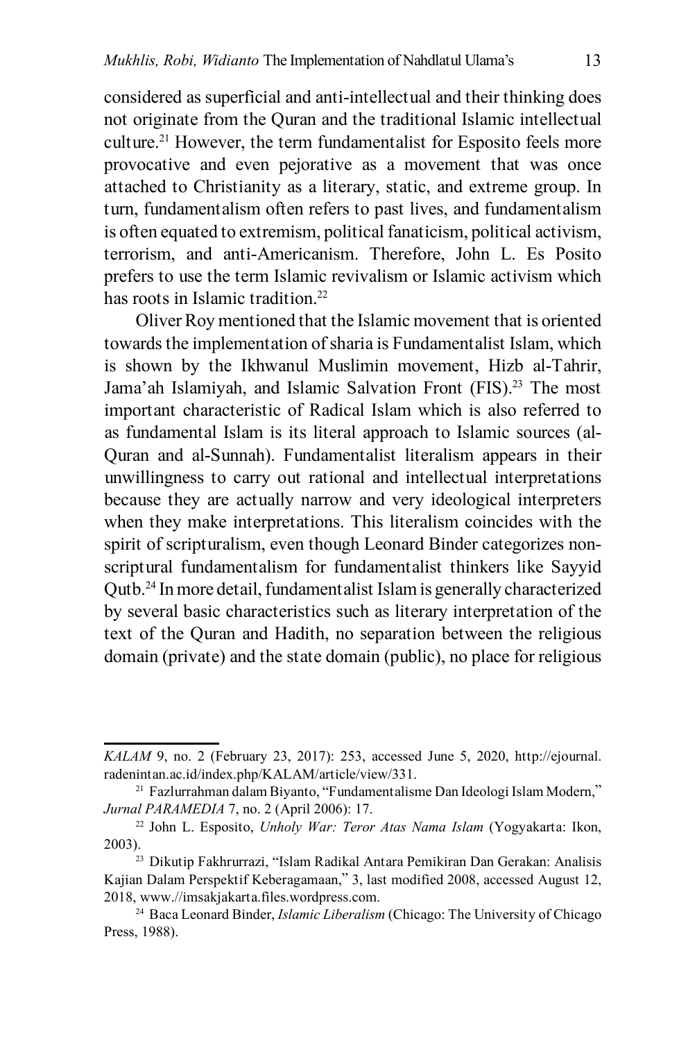considered as superficial and anti-intellectual and their thinking does not originate from the Quran and the traditional Islamic intellectual culture.[21] However, the term fundamentalist for Esposito feels more provocative and even pejorative as a movement that was once attached to Christianity as a literary, static, and extreme group. In turn, fundamentalism often refers to past lives, and fundamentalism is often equated to extremism, political fanaticism, political activism, terrorism, and anti-Americanism. Therefore, John L. Es Posito prefers to use the term Islamic revivalism or Islamic activism which has roots in Islamic tradition.[22]

Oliver Roy mentioned that the Islamic movement that is oriented towards the implementation of sharia is Fundamentalist Islam, which is shown by the Ikhwanul Muslimin movement, Hizb al-Tahrir, Jama'ah Islamiyah, and Islamic Salvation Front (FIS).[23] The most important characteristic of Radical Islam which is also referred to as fundamental Islam is its literal approach to Islamic sources (al-Quran and al-Sunnah). Fundamentalist literalism appears in their unwillingness to carry out rational and intellectual interpretations because they are actually narrow and very ideological interpreters when they make interpretations. This literalism coincides with the spirit of scripturalism, even though Leonard Binder categorizes non-scriptural fundamentalism for fundamentalist thinkers like Sayyid Qutb.[24] In more detail, fundamentalist Islam is generally characterized by several basic characteristics such as literary interpretation of the text of the Quran and Hadith, no separation between the religious domain (private) and the state domain (public), no place for religious

---

*KALAM* 9, no. 2 (February 23, 2017): 253, accessed June 5, 2020, http://ejournal.radenintan.ac.id/index.php/KALAM/article/view/331.

[21] Fazlurrahman dalam Biyanto, "Fundamentalisme Dan Ideologi Islam Modern," *Jurnal PARAMEDIA* 7, no. 2 (April 2006): 17.

[22] John L. Esposito, *Unholy War: Teror Atas Nama Islam* (Yogyakarta: Ikon, 2003).

[23] Dikutip Fakhrurrazi, "Islam Radikal Antara Pemikiran Dan Gerakan: Analisis Kajian Dalam Perspektif Keberagamaan," 3, last modified 2008, accessed August 12, 2018, www.//imsakjakarta.files.wordpress.com.

[24] Baca Leonard Binder, *Islamic Liberalism* (Chicago: The University of Chicago Press, 1988).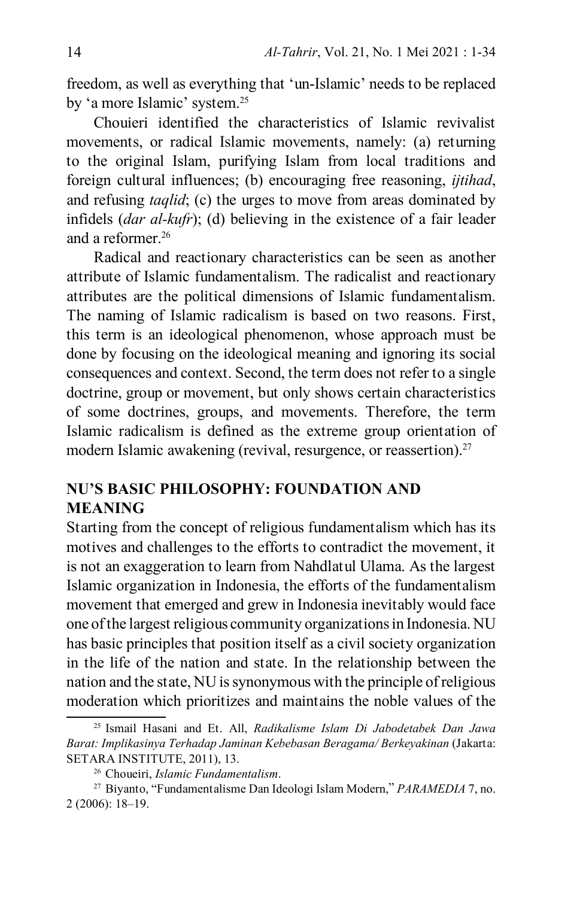freedom, as well as everything that 'un-Islamic' needs to be replaced by 'a more Islamic' system.[25]

Chouieri identified the characteristics of Islamic revivalist movements, or radical Islamic movements, namely: (a) returning to the original Islam, purifying Islam from local traditions and foreign cultural influences; (b) encouraging free reasoning, *ijtihad*, and refusing *taqlid*; (c) the urges to move from areas dominated by infidels (*dar al-kufr*); (d) believing in the existence of a fair leader and a reformer.[26]

Radical and reactionary characteristics can be seen as another attribute of Islamic fundamentalism. The radicalist and reactionary attributes are the political dimensions of Islamic fundamentalism. The naming of Islamic radicalism is based on two reasons. First, this term is an ideological phenomenon, whose approach must be done by focusing on the ideological meaning and ignoring its social consequences and context. Second, the term does not refer to a single doctrine, group or movement, but only shows certain characteristics of some doctrines, groups, and movements. Therefore, the term Islamic radicalism is defined as the extreme group orientation of modern Islamic awakening (revival, resurgence, or reassertion).[27]

## NU'S BASIC PHILOSOPHY: FOUNDATION AND MEANING

Starting from the concept of religious fundamentalism which has its motives and challenges to the efforts to contradict the movement, it is not an exaggeration to learn from Nahdlatul Ulama. As the largest Islamic organization in Indonesia, the efforts of the fundamentalism movement that emerged and grew in Indonesia inevitably would face one of the largest religious community organizations in Indonesia. NU has basic principles that position itself as a civil society organization in the life of the nation and state. In the relationship between the nation and the state, NU is synonymous with the principle of religious moderation which prioritizes and maintains the noble values of the

---

[25] Ismail Hasani and Et. All, *Radikalisme Islam Di Jabodetabek Dan Jawa Barat: Implikasinya Terhadap Jaminan Kebebasan Beragama/ Berkeyakinan* (Jakarta: SETARA INSTITUTE, 2011), 13.

[26] Choueiri, *Islamic Fundamentalism*.

[27] Biyanto, "Fundamentalisme Dan Ideologi Islam Modern," *PARAMEDIA* 7, no. 2 (2006): 18–19.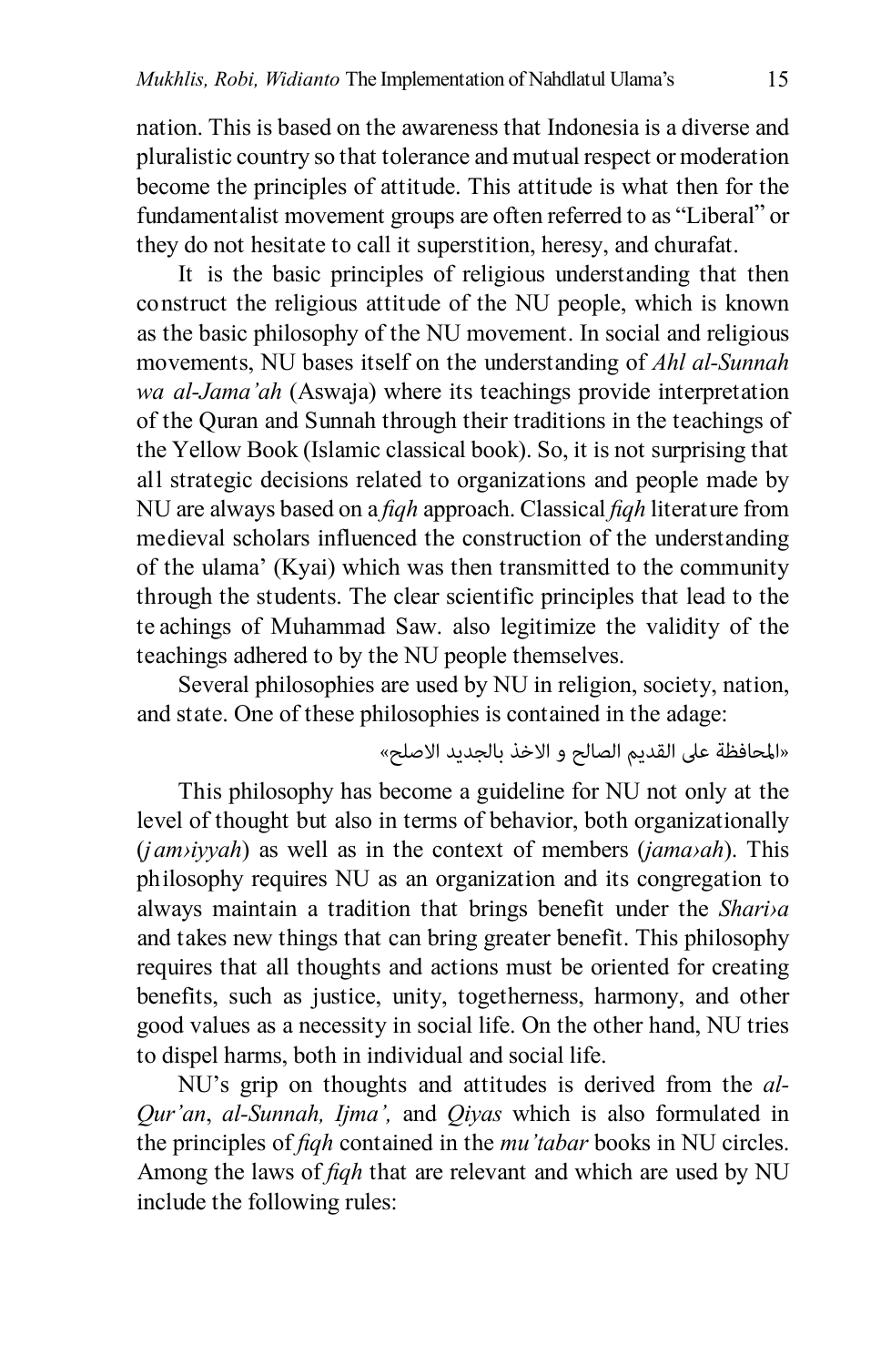nation. This is based on the awareness that Indonesia is a diverse and pluralistic country so that tolerance and mutual respect or moderation become the principles of attitude. This attitude is what then for the fundamentalist movement groups are often referred to as "Liberal" or they do not hesitate to call it superstition, heresy, and churafat.

It is the basic principles of religious understanding that then construct the religious attitude of the NU people, which is known as the basic philosophy of the NU movement. In social and religious movements, NU bases itself on the understanding of *Ahl al-Sunnah wa al-Jama'ah* (Aswaja) where its teachings provide interpretation of the Quran and Sunnah through their traditions in the teachings of the Yellow Book (Islamic classical book). So, it is not surprising that all strategic decisions related to organizations and people made by NU are always based on a *fiqh* approach. Classical *fiqh* literature from medieval scholars influenced the construction of the understanding of the ulama' (Kyai) which was then transmitted to the community through the students. The clear scientific principles that lead to the teachings of Muhammad Saw. also legitimize the validity of the teachings adhered to by the NU people themselves.

Several philosophies are used by NU in religion, society, nation, and state. One of these philosophies is contained in the adage:

«المحافظة على القديم الصالح و الاخذ بالجديد الاصلح»

This philosophy has become a guideline for NU not only at the level of thought but also in terms of behavior, both organizationally (*jam›iyyah*) as well as in the context of members (*jama›ah*). This philosophy requires NU as an organization and its congregation to always maintain a tradition that brings benefit under the *Shari›a* and takes new things that can bring greater benefit. This philosophy requires that all thoughts and actions must be oriented for creating benefits, such as justice, unity, togetherness, harmony, and other good values as a necessity in social life. On the other hand, NU tries to dispel harms, both in individual and social life.

NU's grip on thoughts and attitudes is derived from the *al-Qur'an*, *al-Sunnah, Ijma',* and *Qiyas* which is also formulated in the principles of *fiqh* contained in the *mu'tabar* books in NU circles. Among the laws of *fiqh* that are relevant and which are used by NU include the following rules: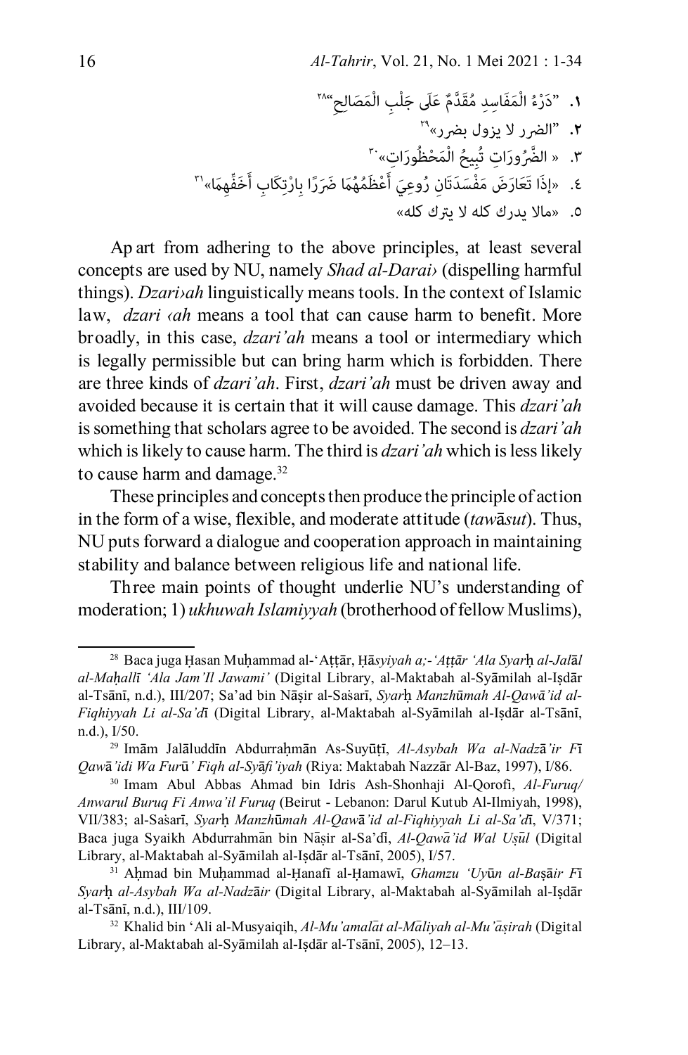١. "دَرْءُ الْمَفَاسِدِ مُقَدَّمٌ عَلَى جَلْبِ الْمَصَالِحِ"[28]

٢. "الضرر لا يزول بضرر»[29]

٣. « الضَّرُورَاتِ تُبِيحُ الْمَحْظُورَاتِ»[30]

٤. «إِذَا تَعَارَضَ مَفْسَدَتَانِ رُوعِيَ أَعْظَمُهُمَا ضَرَرًا بِارْتِكَابِ أَخَفِّهِمَا»[31]

٥. «مالا يدرك كله لا يترك كله»

Ap art from adhering to the above principles, at least several concepts are used by NU, namely *Shad al-Darai›* (dispelling harmful things). *Dzari›ah* linguistically means tools. In the context of Islamic law, *dzari ‹ah* means a tool that can cause harm to benefit. More broadly, in this case, *dzari'ah* means a tool or intermediary which is legally permissible but can bring harm which is forbidden. There are three kinds of *dzari'ah*. First, *dzari'ah* must be driven away and avoided because it is certain that it will cause damage. This *dzari'ah* is something that scholars agree to be avoided. The second is *dzari'ah* which is likely to cause harm. The third is *dzari'ah* which is less likely to cause harm and damage.[32]

These principles and concepts then produce the principle of action in the form of a wise, flexible, and moderate attitude (*tawāsut*). Thus, NU puts forward a dialogue and cooperation approach in maintaining stability and balance between religious life and national life.

Three main points of thought underlie NU's understanding of moderation; 1) *ukhuwah Islamiyyah* (brotherhood of fellow Muslims),

---

[28] Baca juga Ḥasan Muḥammad al-'Aṭṭār, Ḥā*syiyah a;-'Aṭṭār 'Ala Syar*ḥ *al-Jalāl al-Maḥallī 'Ala Jam'Il Jawami'* (Digital Library, al-Maktabah al-Syāmilah al-Iṣdār al-Tsānī, n.d.), III/207; Sa'ad bin Nāṣir al-Saṡarī, *Syar*ḥ *Manzhūmah Al-Qawā'id al-Fiqhiyyah Li al-Sa'd*ī (Digital Library, al-Maktabah al-Syāmilah al-Iṣdār al-Tsānī, n.d.), I/50.

[29] Imām Jalāluddīn Abdurraḥmān As-Suyūṭī, *Al-Asybah Wa al-Nadzā'ir F*ī *Qawā'idi Wa Fur*ū*' Fiqh al-Syāfi'iyah* (Riya: Maktabah Nazzār Al-Baz, 1997), I/86.

[30] Imam Abul Abbas Ahmad bin Idris Ash-Shonhaji Al-Qorofi, *Al-Furuq/ Anwarul Buruq Fi Anwa'il Furuq* (Beirut - Lebanon: Darul Kutub Al-Ilmiyah, 1998), VII/383; al-Saṡarī, *Syar*ḥ *Manzhūmah Al-Qawā'id al-Fiqhiyyah Li al-Sa'd*ī, V/371; Baca juga Syaikh Abdurrahmān bin Nāṣir al-Sa'dī, *Al-Qawā'id Wal Uṣūl* (Digital Library, al-Maktabah al-Syāmilah al-Iṣdār al-Tsānī, 2005), I/57.

[31] Aḥmad bin Muḥammad al-Ḥanafī al-Ḥamawī, *Ghamzu 'Uyūn al-Baṣāir F*ī *Syar*ḥ *al-Asybah Wa al-Nadzāir* (Digital Library, al-Maktabah al-Syāmilah al-Iṣdār al-Tsānī, n.d.), III/109.

[32] Khalid bin 'Ali al-Musyaiqih, *Al-Mu'amalāt al-Māliyah al-Mu'āṣirah* (Digital Library, al-Maktabah al-Syāmilah al-Iṣdār al-Tsānī, 2005), 12–13.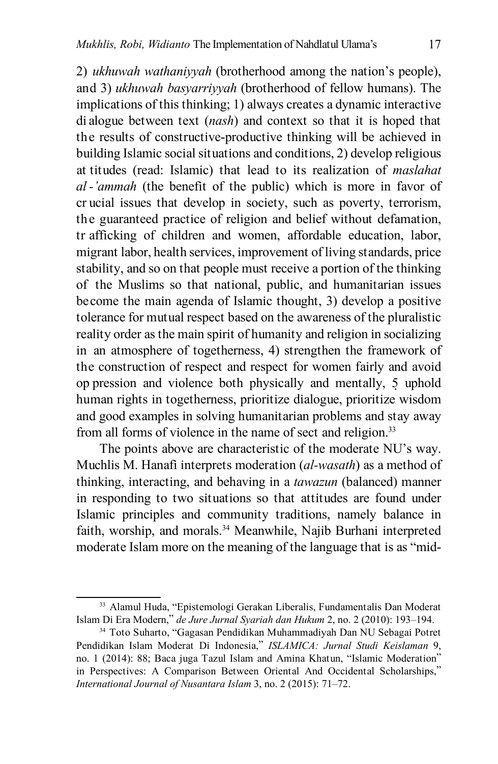2) *ukhuwah wathaniyyah* (brotherhood among the nation's people), and 3) *ukhuwah basyarriyyah* (brotherhood of fellow humans). The implications of this thinking; 1) always creates a dynamic interactive dialogue between text (*nash*) and context so that it is hoped that the results of constructive-productive thinking will be achieved in building Islamic social situations and conditions, 2) develop religious attitudes (read: Islamic) that lead to its realization of *maslahat al-'ammah* (the benefit of the public) which is more in favor of crucial issues that develop in society, such as poverty, terrorism, the guaranteed practice of religion and belief without defamation, trafficking of children and women, affordable education, labor, migrant labor, health services, improvement of living standards, price stability, and so on that people must receive a portion of the thinking of the Muslims so that national, public, and humanitarian issues become the main agenda of Islamic thought, 3) develop a positive tolerance for mutual respect based on the awareness of the pluralistic reality order as the main spirit of humanity and religion in socializing in an atmosphere of togetherness, 4) strengthen the framework of the construction of respect and respect for women fairly and avoid oppression and violence both physically and mentally, 5 uphold human rights in togetherness, prioritize dialogue, prioritize wisdom and good examples in solving humanitarian problems and stay away from all forms of violence in the name of sect and religion.[33]

The points above are characteristic of the moderate NU's way. Muchlis M. Hanafi interprets moderation (*al-wasath*) as a method of thinking, interacting, and behaving in a *tawazun* (balanced) manner in responding to two situations so that attitudes are found under Islamic principles and community traditions, namely balance in faith, worship, and morals.[34] Meanwhile, Najib Burhani interpreted moderate Islam more on the meaning of the language that is as "mid-

---

[33] Alamul Huda, "Epistemologi Gerakan Liberalis, Fundamentalis Dan Moderat Islam Di Era Modern," *de Jure Jurnal Syariah dan Hukum* 2, no. 2 (2010): 193–194.

[34] Toto Suharto, "Gagasan Pendidikan Muhammadiyah Dan NU Sebagai Potret Pendidikan Islam Moderat Di Indonesia," *ISLAMICA: Jurnal Studi Keislaman* 9, no. 1 (2014): 88; Baca juga Tazul Islam and Amina Khatun, "Islamic Moderation" in Perspectives: A Comparison Between Oriental And Occidental Scholarships," *International Journal of Nusantara Islam* 3, no. 2 (2015): 71–72.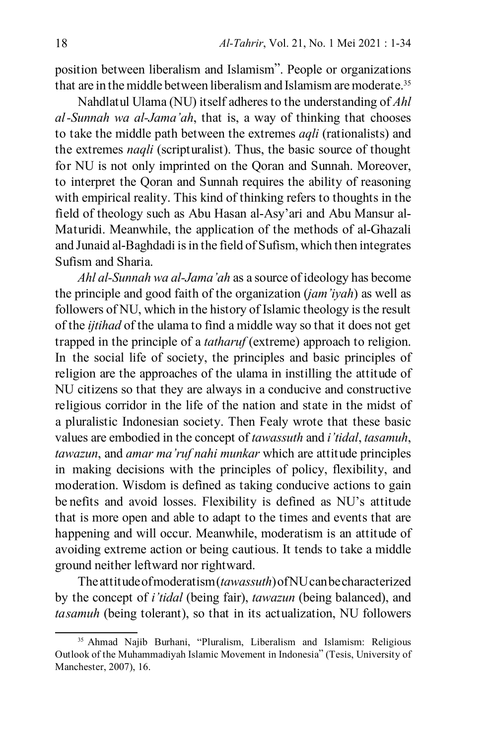position between liberalism and Islamism". People or organizations that are in the middle between liberalism and Islamism are moderate.[35]

Nahdlatul Ulama (NU) itself adheres to the understanding of *Ahl al-Sunnah wa al-Jama'ah*, that is, a way of thinking that chooses to take the middle path between the extremes *aqli* (rationalists) and the extremes *naqli* (scripturalist). Thus, the basic source of thought for NU is not only imprinted on the Qoran and Sunnah. Moreover, to interpret the Qoran and Sunnah requires the ability of reasoning with empirical reality. This kind of thinking refers to thoughts in the field of theology such as Abu Hasan al-Asy'ari and Abu Mansur al-Maturidi. Meanwhile, the application of the methods of al-Ghazali and Junaid al-Baghdadi is in the field of Sufism, which then integrates Sufism and Sharia.

*Ahl al-Sunnah wa al-Jama'ah* as a source of ideology has become the principle and good faith of the organization (*jam'iyah*) as well as followers of NU, which in the history of Islamic theology is the result of the *ijtihad* of the ulama to find a middle way so that it does not get trapped in the principle of a *tatharuf* (extreme) approach to religion. In the social life of society, the principles and basic principles of religion are the approaches of the ulama in instilling the attitude of NU citizens so that they are always in a conducive and constructive religious corridor in the life of the nation and state in the midst of a pluralistic Indonesian society. Then Fealy wrote that these basic values are embodied in the concept of *tawassuth* and *i'tidal*, *tasamuh*, *tawazun*, and *amar ma'ruf nahi munkar* which are attitude principles in making decisions with the principles of policy, flexibility, and moderation. Wisdom is defined as taking conducive actions to gain benefits and avoid losses. Flexibility is defined as NU's attitude that is more open and able to adapt to the times and events that are happening and will occur. Meanwhile, moderatism is an attitude of avoiding extreme action or being cautious. It tends to take a middle ground neither leftward nor rightward.

The attitude of moderatism (*tawassuth*) of NU can be characterized by the concept of *i'tidal* (being fair), *tawazun* (being balanced), and *tasamuh* (being tolerant), so that in its actualization, NU followers

---

[35] Ahmad Najib Burhani, "Pluralism, Liberalism and Islamism: Religious Outlook of the Muhammadiyah Islamic Movement in Indonesia" (Tesis, University of Manchester, 2007), 16.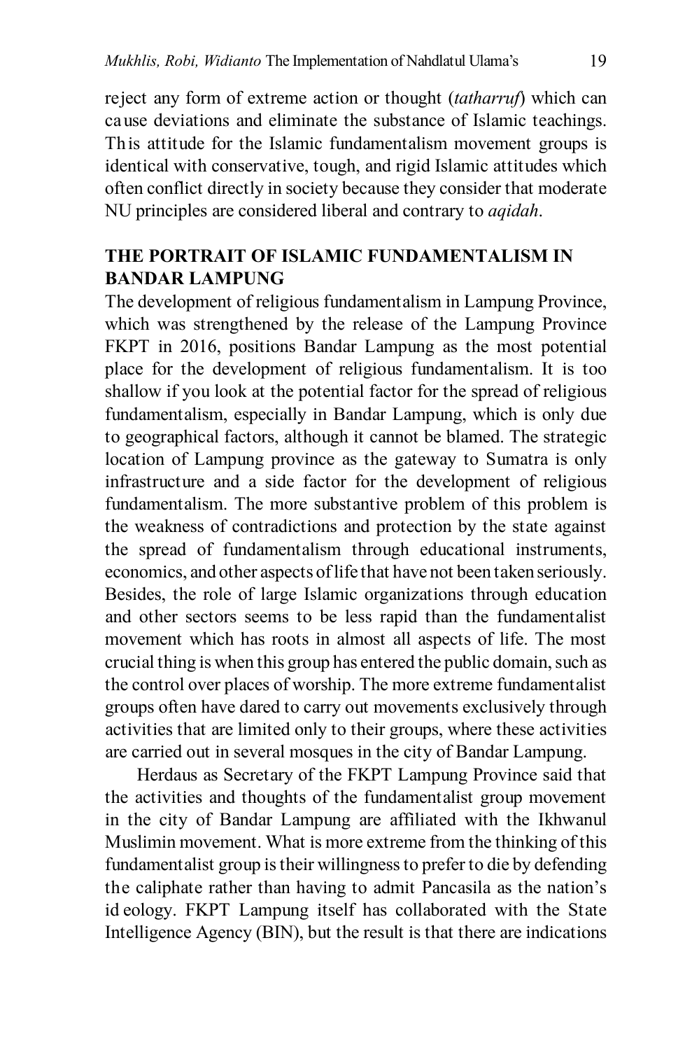reject any form of extreme action or thought (*tatharruf*) which can cause deviations and eliminate the substance of Islamic teachings. This attitude for the Islamic fundamentalism movement groups is identical with conservative, tough, and rigid Islamic attitudes which often conflict directly in society because they consider that moderate NU principles are considered liberal and contrary to *aqidah*.

## THE PORTRAIT OF ISLAMIC FUNDAMENTALISM IN BANDAR LAMPUNG

The development of religious fundamentalism in Lampung Province, which was strengthened by the release of the Lampung Province FKPT in 2016, positions Bandar Lampung as the most potential place for the development of religious fundamentalism. It is too shallow if you look at the potential factor for the spread of religious fundamentalism, especially in Bandar Lampung, which is only due to geographical factors, although it cannot be blamed. The strategic location of Lampung province as the gateway to Sumatra is only infrastructure and a side factor for the development of religious fundamentalism. The more substantive problem of this problem is the weakness of contradictions and protection by the state against the spread of fundamentalism through educational instruments, economics, and other aspects of life that have not been taken seriously. Besides, the role of large Islamic organizations through education and other sectors seems to be less rapid than the fundamentalist movement which has roots in almost all aspects of life. The most crucial thing is when this group has entered the public domain, such as the control over places of worship. The more extreme fundamentalist groups often have dared to carry out movements exclusively through activities that are limited only to their groups, where these activities are carried out in several mosques in the city of Bandar Lampung.

Herdaus as Secretary of the FKPT Lampung Province said that the activities and thoughts of the fundamentalist group movement in the city of Bandar Lampung are affiliated with the Ikhwanul Muslimin movement. What is more extreme from the thinking of this fundamentalist group is their willingness to prefer to die by defending the caliphate rather than having to admit Pancasila as the nation's ideology. FKPT Lampung itself has collaborated with the State Intelligence Agency (BIN), but the result is that there are indications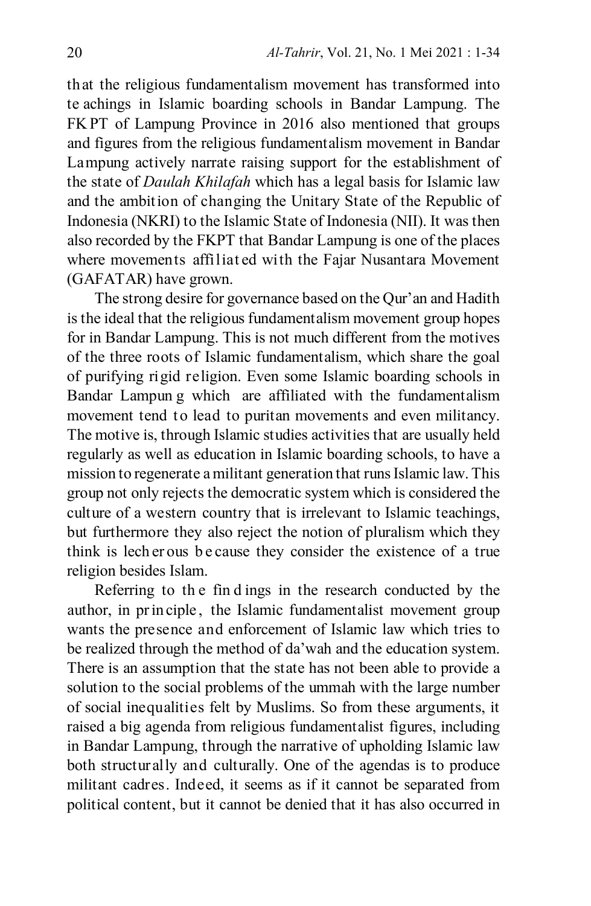that the religious fundamentalism movement has transformed into teachings in Islamic boarding schools in Bandar Lampung. The FKPT of Lampung Province in 2016 also mentioned that groups and figures from the religious fundamentalism movement in Bandar Lampung actively narrate raising support for the establishment of the state of *Daulah Khilafah* which has a legal basis for Islamic law and the ambition of changing the Unitary State of the Republic of Indonesia (NKRI) to the Islamic State of Indonesia (NII). It was then also recorded by the FKPT that Bandar Lampung is one of the places where movements affiliated with the Fajar Nusantara Movement (GAFATAR) have grown.

The strong desire for governance based on the Qur'an and Hadith is the ideal that the religious fundamentalism movement group hopes for in Bandar Lampung. This is not much different from the motives of the three roots of Islamic fundamentalism, which share the goal of purifying rigid religion. Even some Islamic boarding schools in Bandar Lampung which are affiliated with the fundamentalism movement tend to lead to puritan movements and even militancy. The motive is, through Islamic studies activities that are usually held regularly as well as education in Islamic boarding schools, to have a mission to regenerate a militant generation that runs Islamic law. This group not only rejects the democratic system which is considered the culture of a western country that is irrelevant to Islamic teachings, but furthermore they also reject the notion of pluralism which they think is lecherous because they consider the existence of a true religion besides Islam.

Referring to the findings in the research conducted by the author, in principle, the Islamic fundamentalist movement group wants the presence and enforcement of Islamic law which tries to be realized through the method of da'wah and the education system. There is an assumption that the state has not been able to provide a solution to the social problems of the ummah with the large number of social inequalities felt by Muslims. So from these arguments, it raised a big agenda from religious fundamentalist figures, including in Bandar Lampung, through the narrative of upholding Islamic law both structurally and culturally. One of the agendas is to produce militant cadres. Indeed, it seems as if it cannot be separated from political content, but it cannot be denied that it has also occurred in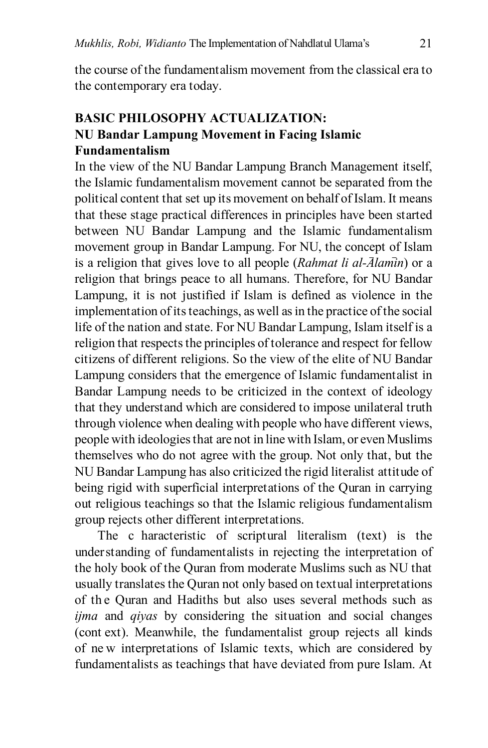the course of the fundamentalism movement from the classical era to the contemporary era today.

## BASIC PHILOSOPHY ACTUALIZATION: NU Bandar Lampung Movement in Facing Islamic Fundamentalism

In the view of the NU Bandar Lampung Branch Management itself, the Islamic fundamentalism movement cannot be separated from the political content that set up its movement on behalf of Islam. It means that these stage practical differences in principles have been started between NU Bandar Lampung and the Islamic fundamentalism movement group in Bandar Lampung. For NU, the concept of Islam is a religion that gives love to all people (*Rahmat li al-Ālamīn*) or a religion that brings peace to all humans. Therefore, for NU Bandar Lampung, it is not justified if Islam is defined as violence in the implementation of its teachings, as well as in the practice of the social life of the nation and state. For NU Bandar Lampung, Islam itself is a religion that respects the principles of tolerance and respect for fellow citizens of different religions. So the view of the elite of NU Bandar Lampung considers that the emergence of Islamic fundamentalist in Bandar Lampung needs to be criticized in the context of ideology that they understand which are considered to impose unilateral truth through violence when dealing with people who have different views, people with ideologies that are not in line with Islam, or even Muslims themselves who do not agree with the group. Not only that, but the NU Bandar Lampung has also criticized the rigid literalist attitude of being rigid with superficial interpretations of the Quran in carrying out religious teachings so that the Islamic religious fundamentalism group rejects other different interpretations.

The characteristic of scriptural literalism (text) is the understanding of fundamentalists in rejecting the interpretation of the holy book of the Quran from moderate Muslims such as NU that usually translates the Quran not only based on textual interpretations of the Quran and Hadiths but also uses several methods such as *ijma* and *qiyas* by considering the situation and social changes (context). Meanwhile, the fundamentalist group rejects all kinds of new interpretations of Islamic texts, which are considered by fundamentalists as teachings that have deviated from pure Islam. At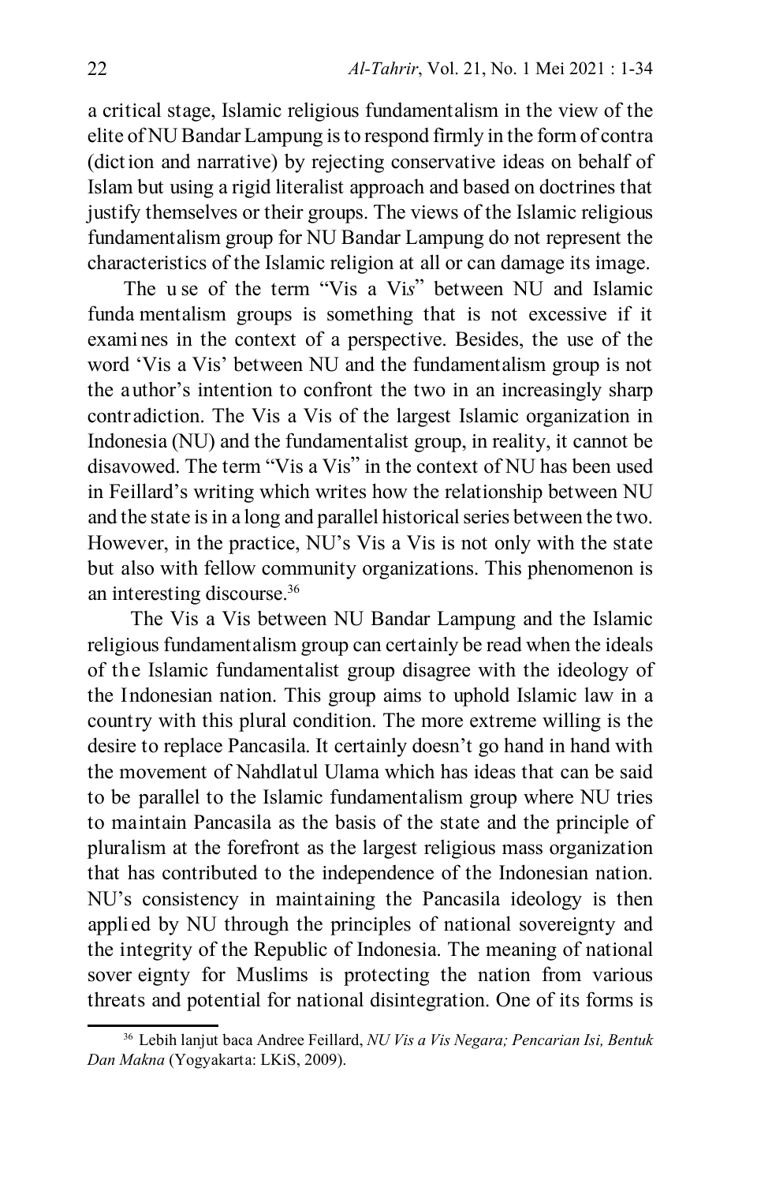a critical stage, Islamic religious fundamentalism in the view of the elite of NU Bandar Lampung is to respond firmly in the form of contra (diction and narrative) by rejecting conservative ideas on behalf of Islam but using a rigid literalist approach and based on doctrines that justify themselves or their groups. The views of the Islamic religious fundamentalism group for NU Bandar Lampung do not represent the characteristics of the Islamic religion at all or can damage its image.

The use of the term "Vis a Vi*s*" between NU and Islamic fundamentalism groups is something that is not excessive if it examines in the context of a perspective. Besides, the use of the word 'Vis a Vis' between NU and the fundamentalism group is not the author's intention to confront the two in an increasingly sharp contradiction. The Vis a Vis of the largest Islamic organization in Indonesia (NU) and the fundamentalist group, in reality, it cannot be disavowed. The term "Vis a Vis" in the context of NU has been used in Feillard's writing which writes how the relationship between NU and the state is in a long and parallel historical series between the two. However, in the practice, NU's Vis a Vis is not only with the state but also with fellow community organizations. This phenomenon is an interesting discourse.[36]

The Vis a Vis between NU Bandar Lampung and the Islamic religious fundamentalism group can certainly be read when the ideals of the Islamic fundamentalist group disagree with the ideology of the Indonesian nation. This group aims to uphold Islamic law in a country with this plural condition. The more extreme willing is the desire to replace Pancasila. It certainly doesn't go hand in hand with the movement of Nahdlatul Ulama which has ideas that can be said to be parallel to the Islamic fundamentalism group where NU tries to maintain Pancasila as the basis of the state and the principle of pluralism at the forefront as the largest religious mass organization that has contributed to the independence of the Indonesian nation. NU's consistency in maintaining the Pancasila ideology is then applied by NU through the principles of national sovereignty and the integrity of the Republic of Indonesia. The meaning of national sovereignty for Muslims is protecting the nation from various threats and potential for national disintegration. One of its forms is

---

[36] Lebih lanjut baca Andree Feillard, *NU Vis a Vis Negara; Pencarian Isi, Bentuk Dan Makna* (Yogyakarta: LKiS, 2009).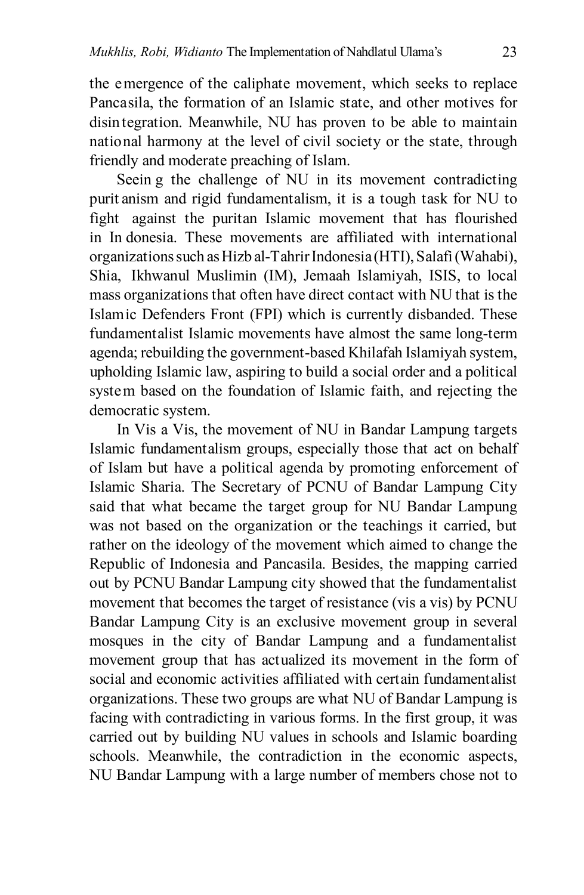the emergence of the caliphate movement, which seeks to replace Pancasila, the formation of an Islamic state, and other motives for disintegration. Meanwhile, NU has proven to be able to maintain national harmony at the level of civil society or the state, through friendly and moderate preaching of Islam.

Seeing the challenge of NU in its movement contradicting puritanism and rigid fundamentalism, it is a tough task for NU to fight against the puritan Islamic movement that has flourished in Indonesia. These movements are affiliated with international organizations such as Hizb al-Tahrir Indonesia (HTI), Salafi (Wahabi), Shia, Ikhwanul Muslimin (IM), Jemaah Islamiyah, ISIS, to local mass organizations that often have direct contact with NU that is the Islamic Defenders Front (FPI) which is currently disbanded. These fundamentalist Islamic movements have almost the same long-term agenda; rebuilding the government-based Khilafah Islamiyah system, upholding Islamic law, aspiring to build a social order and a political system based on the foundation of Islamic faith, and rejecting the democratic system.

In Vis a Vis, the movement of NU in Bandar Lampung targets Islamic fundamentalism groups, especially those that act on behalf of Islam but have a political agenda by promoting enforcement of Islamic Sharia. The Secretary of PCNU of Bandar Lampung City said that what became the target group for NU Bandar Lampung was not based on the organization or the teachings it carried, but rather on the ideology of the movement which aimed to change the Republic of Indonesia and Pancasila. Besides, the mapping carried out by PCNU Bandar Lampung city showed that the fundamentalist movement that becomes the target of resistance (vis a vis) by PCNU Bandar Lampung City is an exclusive movement group in several mosques in the city of Bandar Lampung and a fundamentalist movement group that has actualized its movement in the form of social and economic activities affiliated with certain fundamentalist organizations. These two groups are what NU of Bandar Lampung is facing with contradicting in various forms. In the first group, it was carried out by building NU values in schools and Islamic boarding schools. Meanwhile, the contradiction in the economic aspects, NU Bandar Lampung with a large number of members chose not to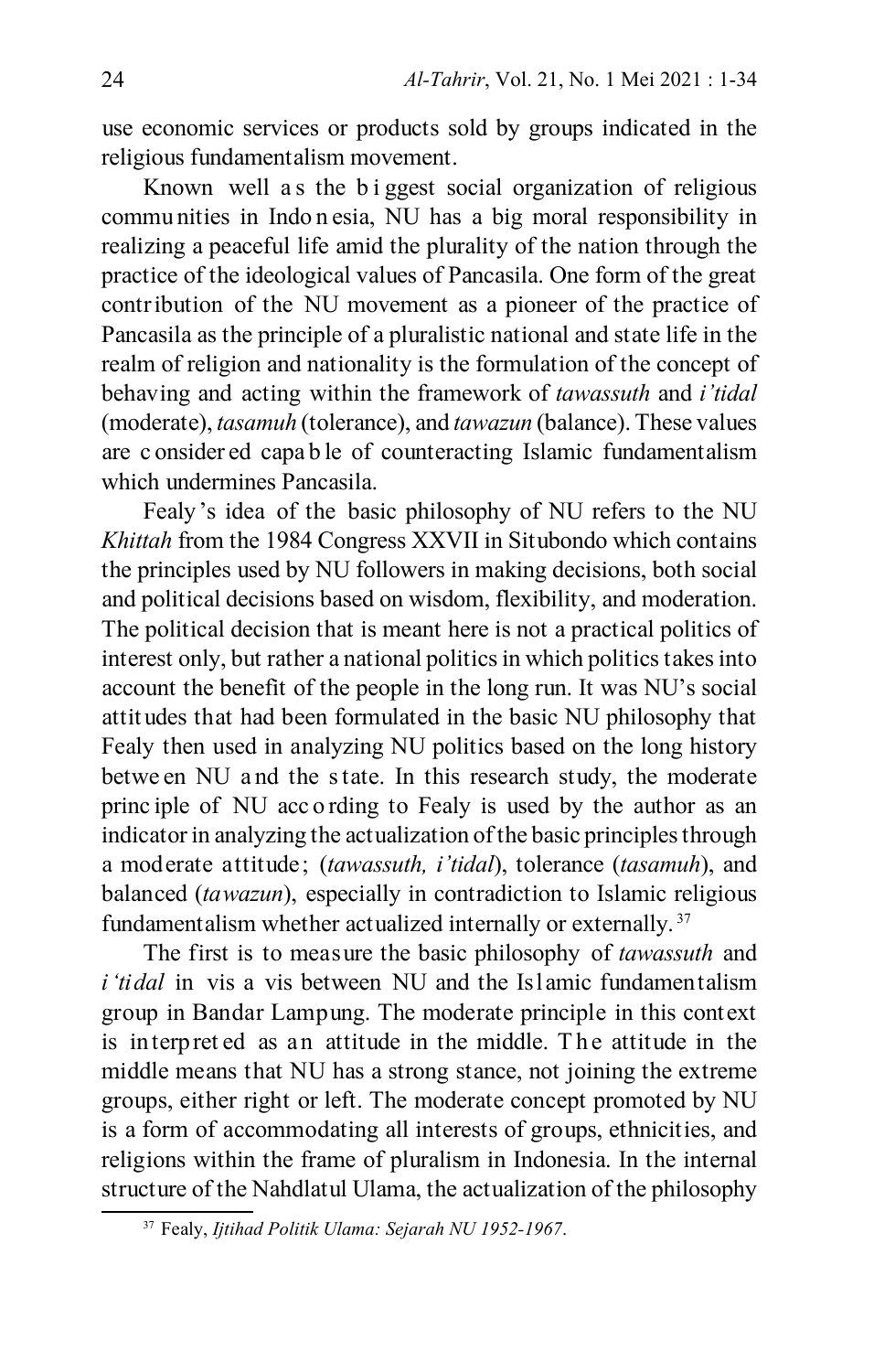use economic services or products sold by groups indicated in the religious fundamentalism movement.

Known well as the biggest social organization of religious communities in Indonesia, NU has a big moral responsibility in realizing a peaceful life amid the plurality of the nation through the practice of the ideological values of Pancasila. One form of the great contribution of the NU movement as a pioneer of the practice of Pancasila as the principle of a pluralistic national and state life in the realm of religion and nationality is the formulation of the concept of behaving and acting within the framework of *tawassuth* and *i'tidal* (moderate), *tasamuh* (tolerance), and *tawazun* (balance). These values are considered capable of counteracting Islamic fundamentalism which undermines Pancasila.

Fealy's idea of the basic philosophy of NU refers to the NU *Khittah* from the 1984 Congress XXVII in Situbondo which contains the principles used by NU followers in making decisions, both social and political decisions based on wisdom, flexibility, and moderation. The political decision that is meant here is not a practical politics of interest only, but rather a national politics in which politics takes into account the benefit of the people in the long run. It was NU's social attitudes that had been formulated in the basic NU philosophy that Fealy then used in analyzing NU politics based on the long history between NU and the state. In this research study, the moderate principle of NU according to Fealy is used by the author as an indicator in analyzing the actualization of the basic principles through a moderate attitude; (*tawassuth, i'tidal*), tolerance (*tasamuh*), and balanced (*tawazun*), especially in contradiction to Islamic religious fundamentalism whether actualized internally or externally.[37]

The first is to measure the basic philosophy of *tawassuth* and *i'tidal* in vis a vis between NU and the Islamic fundamentalism group in Bandar Lampung. The moderate principle in this context is interpreted as an attitude in the middle. The attitude in the middle means that NU has a strong stance, not joining the extreme groups, either right or left. The moderate concept promoted by NU is a form of accommodating all interests of groups, ethnicities, and religions within the frame of pluralism in Indonesia. In the internal structure of the Nahdlatul Ulama, the actualization of the philosophy

[37] Fealy, *Ijtihad Politik Ulama: Sejarah NU 1952-1967*.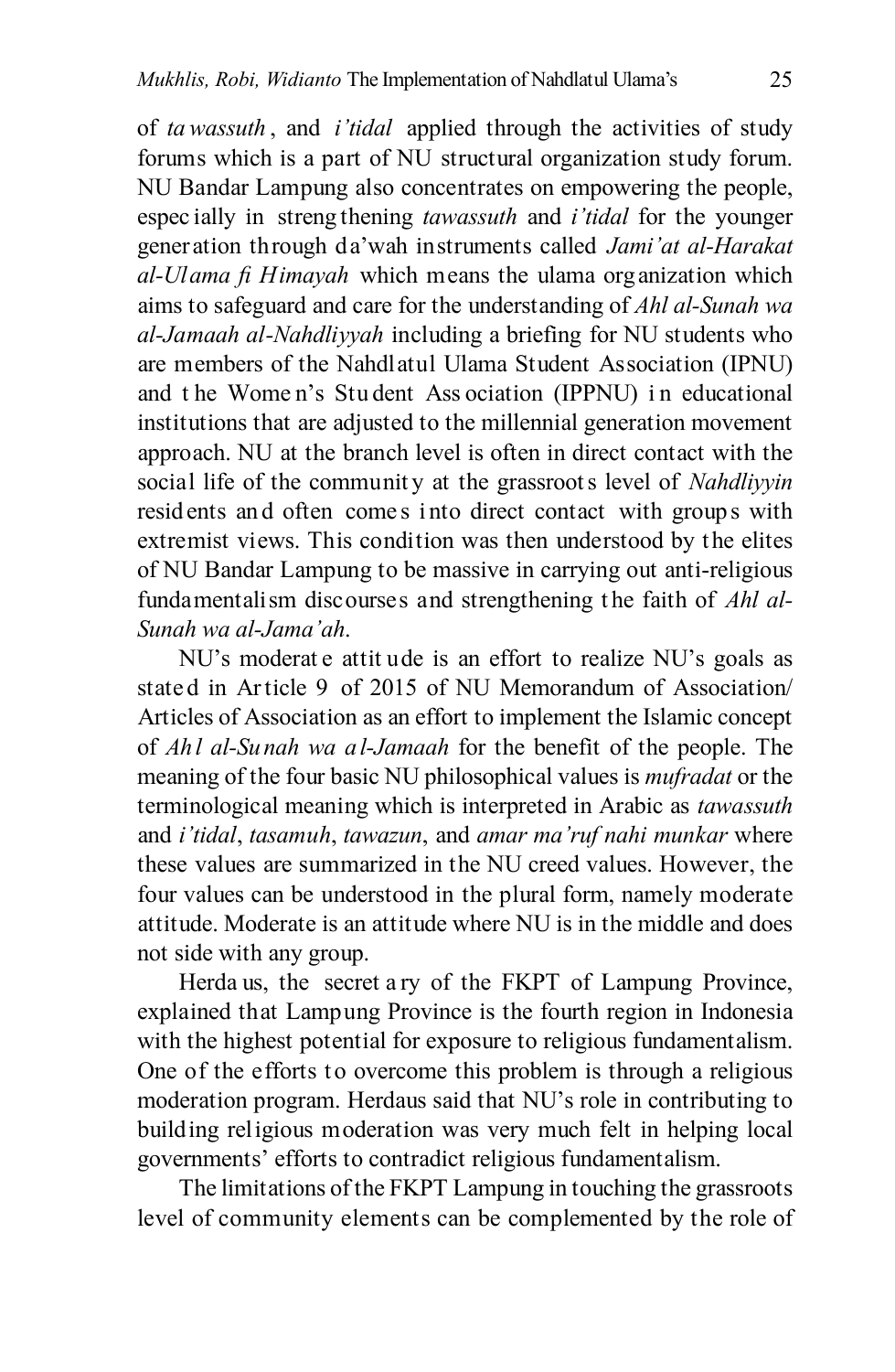of *tawassuth*, and *i'tidal* applied through the activities of study forums which is a part of NU structural organization study forum. NU Bandar Lampung also concentrates on empowering the people, especially in strengthening *tawassuth* and *i'tidal* for the younger generation through da'wah instruments called *Jami'at al-Harakat al-Ulama fi Himayah* which means the ulama organization which aims to safeguard and care for the understanding of *Ahl al-Sunah wa al-Jamaah al-Nahdliyyah* including a briefing for NU students who are members of the Nahdlatul Ulama Student Association (IPNU) and the Women's Student Association (IPPNU) in educational institutions that are adjusted to the millennial generation movement approach. NU at the branch level is often in direct contact with the social life of the community at the grassroots level of *Nahdliyyin* residents and often comes into direct contact with groups with extremist views. This condition was then understood by the elites of NU Bandar Lampung to be massive in carrying out anti-religious fundamentalism discourses and strengthening the faith of *Ahl al-Sunah wa al-Jama'ah*.

NU's moderate attitude is an effort to realize NU's goals as stated in Article 9 of 2015 of NU Memorandum of Association/Articles of Association as an effort to implement the Islamic concept of *Ahl al-Sunah wa al-Jamaah* for the benefit of the people. The meaning of the four basic NU philosophical values is *mufradat* or the terminological meaning which is interpreted in Arabic as *tawassuth* and *i'tidal*, *tasamuh*, *tawazun*, and *amar ma'ruf nahi munkar* where these values are summarized in the NU creed values. However, the four values can be understood in the plural form, namely moderate attitude. Moderate is an attitude where NU is in the middle and does not side with any group.

Herdaus, the secretary of the FKPT of Lampung Province, explained that Lampung Province is the fourth region in Indonesia with the highest potential for exposure to religious fundamentalism. One of the efforts to overcome this problem is through a religious moderation program. Herdaus said that NU's role in contributing to building religious moderation was very much felt in helping local governments' efforts to contradict religious fundamentalism.

The limitations of the FKPT Lampung in touching the grassroots level of community elements can be complemented by the role of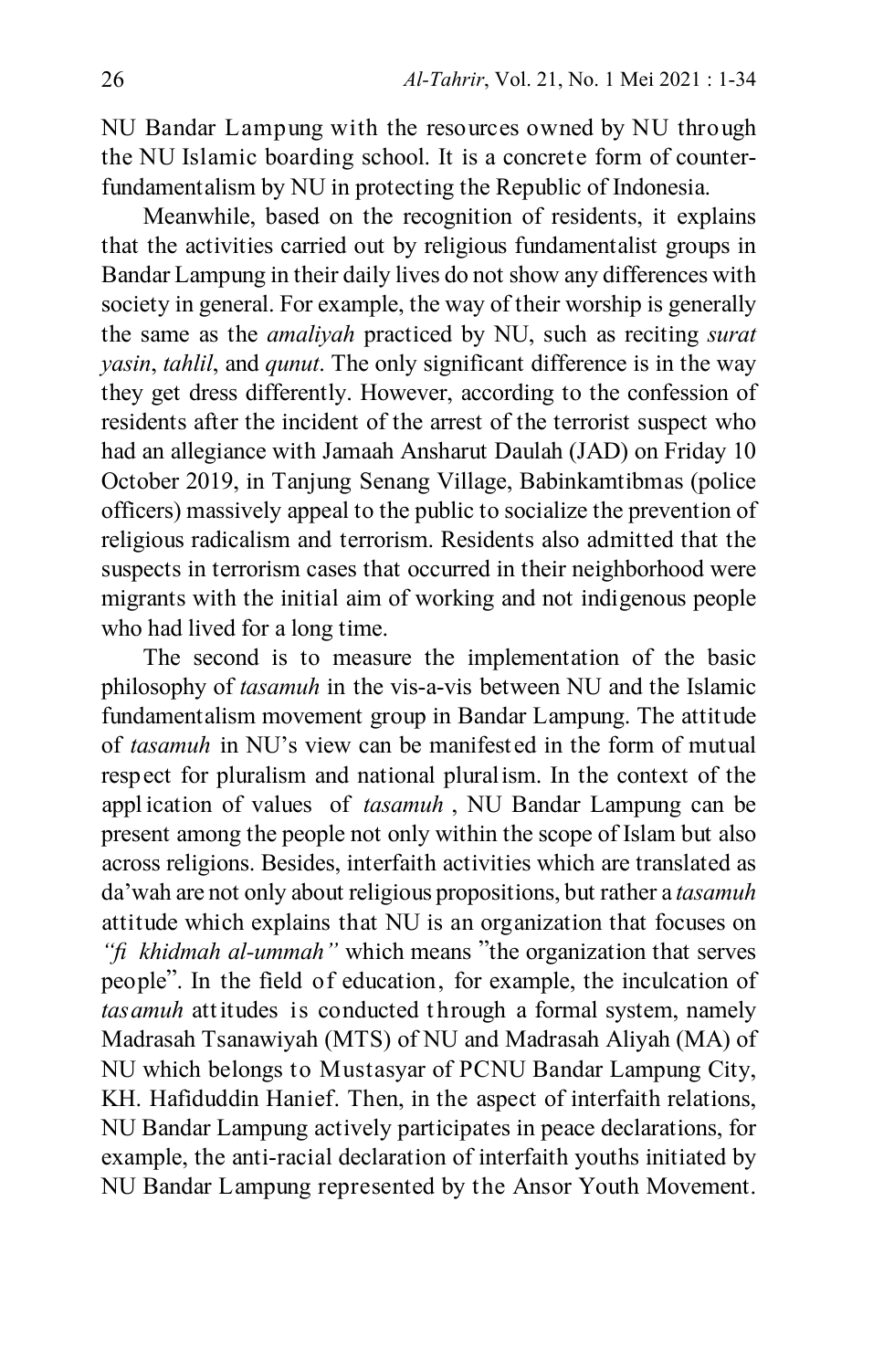NU Bandar Lampung with the resources owned by NU through the NU Islamic boarding school. It is a concrete form of counter-fundamentalism by NU in protecting the Republic of Indonesia.

Meanwhile, based on the recognition of residents, it explains that the activities carried out by religious fundamentalist groups in Bandar Lampung in their daily lives do not show any differences with society in general. For example, the way of their worship is generally the same as the *amaliyah* practiced by NU, such as reciting *surat yasin*, *tahlil*, and *qunut*. The only significant difference is in the way they get dress differently. However, according to the confession of residents after the incident of the arrest of the terrorist suspect who had an allegiance with Jamaah Ansharut Daulah (JAD) on Friday 10 October 2019, in Tanjung Senang Village, Babinkamtibmas (police officers) massively appeal to the public to socialize the prevention of religious radicalism and terrorism. Residents also admitted that the suspects in terrorism cases that occurred in their neighborhood were migrants with the initial aim of working and not indigenous people who had lived for a long time.

The second is to measure the implementation of the basic philosophy of *tasamuh* in the vis-a-vis between NU and the Islamic fundamentalism movement group in Bandar Lampung. The attitude of *tasamuh* in NU's view can be manifested in the form of mutual respect for pluralism and national pluralism. In the context of the application of values of *tasamuh* , NU Bandar Lampung can be present among the people not only within the scope of Islam but also across religions. Besides, interfaith activities which are translated as da'wah are not only about religious propositions, but rather a *tasamuh* attitude which explains that NU is an organization that focuses on *"fi khidmah al-ummah"* which means "the organization that serves people". In the field of education, for example, the inculcation of *tasamuh* attitudes is conducted through a formal system, namely Madrasah Tsanawiyah (MTS) of NU and Madrasah Aliyah (MA) of NU which belongs to Mustasyar of PCNU Bandar Lampung City, KH. Hafiduddin Hanief. Then, in the aspect of interfaith relations, NU Bandar Lampung actively participates in peace declarations, for example, the anti-racial declaration of interfaith youths initiated by NU Bandar Lampung represented by the Ansor Youth Movement.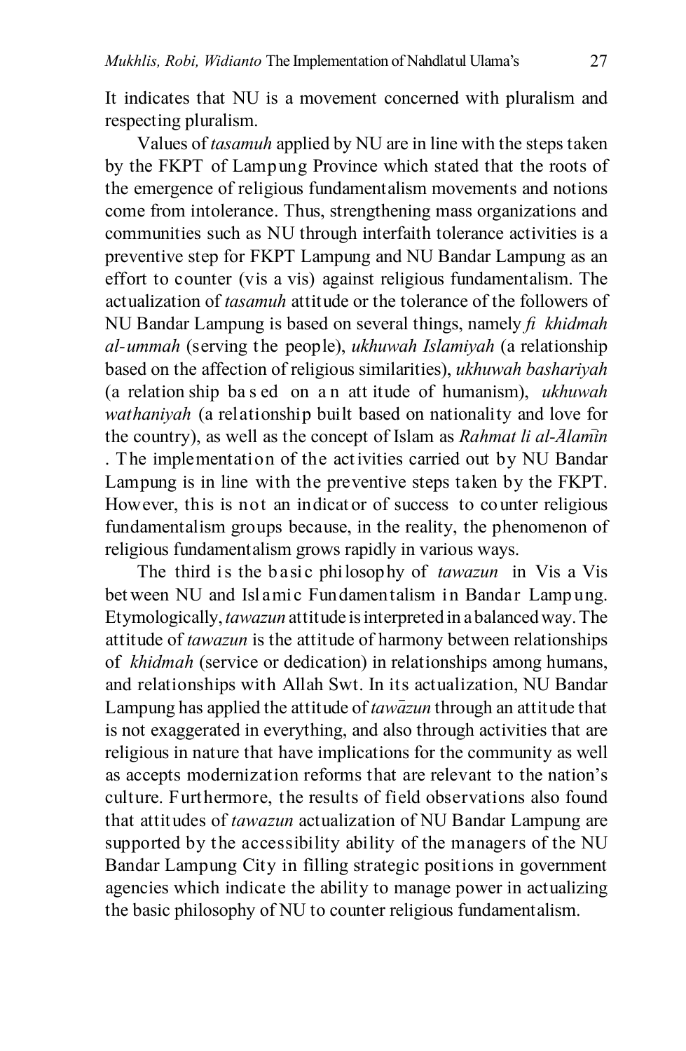It indicates that NU is a movement concerned with pluralism and respecting pluralism.

Values of *tasamuh* applied by NU are in line with the steps taken by the FKPT of Lampung Province which stated that the roots of the emergence of religious fundamentalism movements and notions come from intolerance. Thus, strengthening mass organizations and communities such as NU through interfaith tolerance activities is a preventive step for FKPT Lampung and NU Bandar Lampung as an effort to counter (vis a vis) against religious fundamentalism. The actualization of *tasamuh* attitude or the tolerance of the followers of NU Bandar Lampung is based on several things, namely *fi khidmah al-ummah* (serving the people), *ukhuwah Islamiyah* (a relationship based on the affection of religious similarities), *ukhuwah bashariyah* (a relationship based on an attitude of humanism), *ukhuwah wathaniyah* (a relationship built based on nationality and love for the country), as well as the concept of Islam as *Rahmat li al-Ālamīn*. The implementation of the activities carried out by NU Bandar Lampung is in line with the preventive steps taken by the FKPT. However, this is not an indicator of success to counter religious fundamentalism groups because, in the reality, the phenomenon of religious fundamentalism grows rapidly in various ways.

The third is the basic philosophy of *tawazun* in Vis a Vis between NU and Islamic Fundamentalism in Bandar Lampung. Etymologically, *tawazun* attitude is interpreted in a balanced way. The attitude of *tawazun* is the attitude of harmony between relationships of *khidmah* (service or dedication) in relationships among humans, and relationships with Allah Swt. In its actualization, NU Bandar Lampung has applied the attitude of *tawāzun* through an attitude that is not exaggerated in everything, and also through activities that are religious in nature that have implications for the community as well as accepts modernization reforms that are relevant to the nation's culture. Furthermore, the results of field observations also found that attitudes of *tawazun* actualization of NU Bandar Lampung are supported by the accessibility ability of the managers of the NU Bandar Lampung City in filling strategic positions in government agencies which indicate the ability to manage power in actualizing the basic philosophy of NU to counter religious fundamentalism.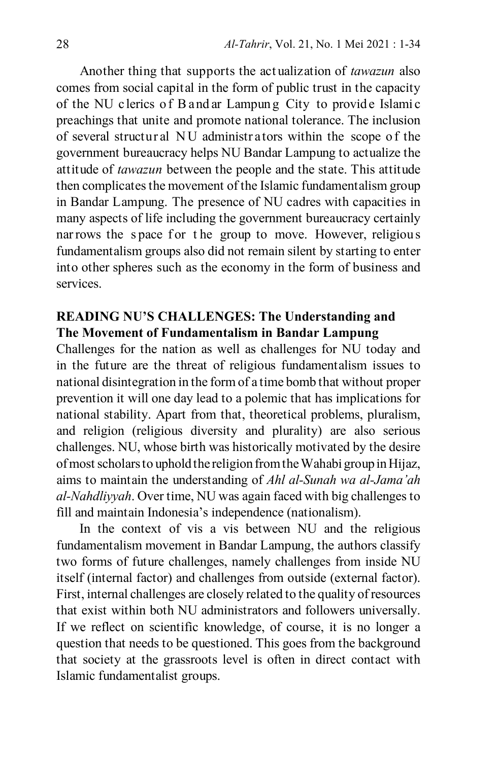Another thing that supports the actualization of *tawazun* also comes from social capital in the form of public trust in the capacity of the NU clerics of Bandar Lampung City to provide Islamic preachings that unite and promote national tolerance. The inclusion of several structural NU administrators within the scope of the government bureaucracy helps NU Bandar Lampung to actualize the attitude of *tawazun* between the people and the state. This attitude then complicates the movement of the Islamic fundamentalism group in Bandar Lampung. The presence of NU cadres with capacities in many aspects of life including the government bureaucracy certainly narrows the space for the group to move. However, religious fundamentalism groups also did not remain silent by starting to enter into other spheres such as the economy in the form of business and services.

## READING NU'S CHALLENGES: The Understanding and The Movement of Fundamentalism in Bandar Lampung

Challenges for the nation as well as challenges for NU today and in the future are the threat of religious fundamentalism issues to national disintegration in the form of a time bomb that without proper prevention it will one day lead to a polemic that has implications for national stability. Apart from that, theoretical problems, pluralism, and religion (religious diversity and plurality) are also serious challenges. NU, whose birth was historically motivated by the desire of most scholars to uphold the religion from the Wahabi group in Hijaz, aims to maintain the understanding of *Ahl al-Sunah wa al-Jama'ah al-Nahdliyyah*. Over time, NU was again faced with big challenges to fill and maintain Indonesia's independence (nationalism).

In the context of vis a vis between NU and the religious fundamentalism movement in Bandar Lampung, the authors classify two forms of future challenges, namely challenges from inside NU itself (internal factor) and challenges from outside (external factor). First, internal challenges are closely related to the quality of resources that exist within both NU administrators and followers universally. If we reflect on scientific knowledge, of course, it is no longer a question that needs to be questioned. This goes from the background that society at the grassroots level is often in direct contact with Islamic fundamentalist groups.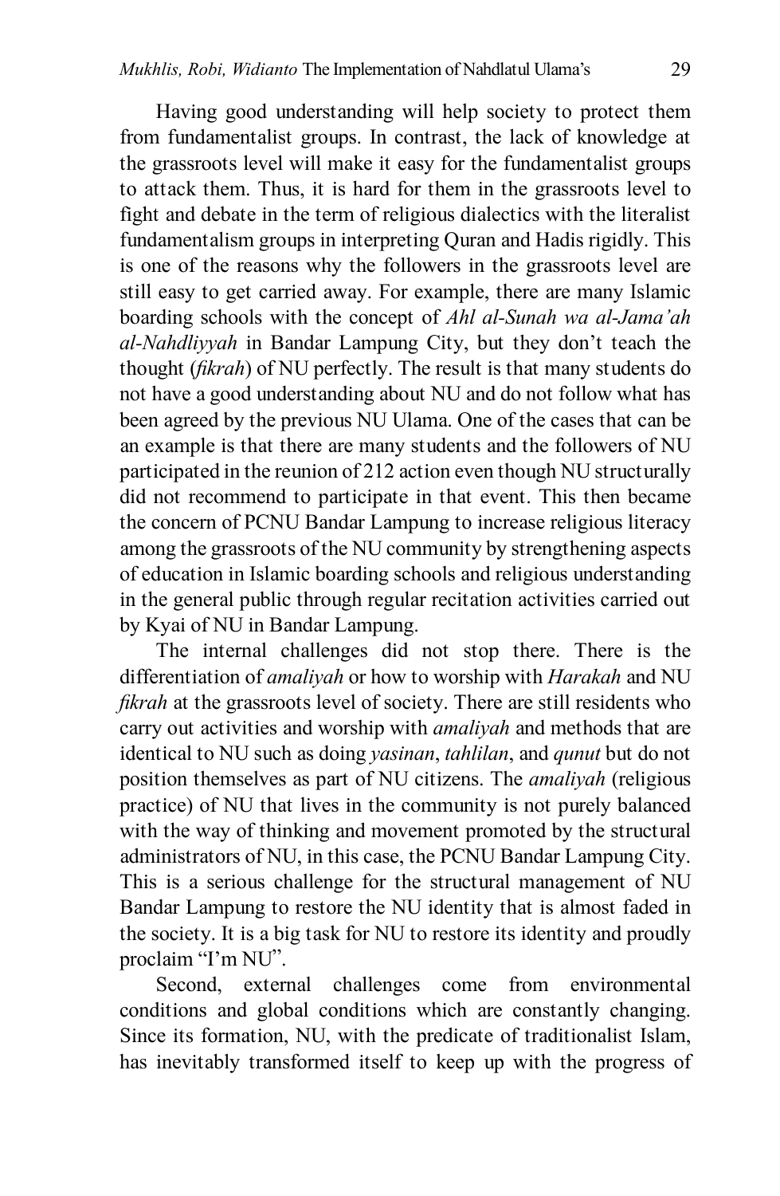Having good understanding will help society to protect them from fundamentalist groups. In contrast, the lack of knowledge at the grassroots level will make it easy for the fundamentalist groups to attack them. Thus, it is hard for them in the grassroots level to fight and debate in the term of religious dialectics with the literalist fundamentalism groups in interpreting Quran and Hadis rigidly. This is one of the reasons why the followers in the grassroots level are still easy to get carried away. For example, there are many Islamic boarding schools with the concept of *Ahl al-Sunah wa al-Jama'ah al-Nahdliyyah* in Bandar Lampung City, but they don't teach the thought (*fikrah*) of NU perfectly. The result is that many students do not have a good understanding about NU and do not follow what has been agreed by the previous NU Ulama. One of the cases that can be an example is that there are many students and the followers of NU participated in the reunion of 212 action even though NU structurally did not recommend to participate in that event. This then became the concern of PCNU Bandar Lampung to increase religious literacy among the grassroots of the NU community by strengthening aspects of education in Islamic boarding schools and religious understanding in the general public through regular recitation activities carried out by Kyai of NU in Bandar Lampung.

The internal challenges did not stop there. There is the differentiation of *amaliyah* or how to worship with *Harakah* and NU *fikrah* at the grassroots level of society. There are still residents who carry out activities and worship with *amaliyah* and methods that are identical to NU such as doing *yasinan*, *tahlilan*, and *qunut* but do not position themselves as part of NU citizens. The *amaliyah* (religious practice) of NU that lives in the community is not purely balanced with the way of thinking and movement promoted by the structural administrators of NU, in this case, the PCNU Bandar Lampung City. This is a serious challenge for the structural management of NU Bandar Lampung to restore the NU identity that is almost faded in the society. It is a big task for NU to restore its identity and proudly proclaim "I'm NU".

Second, external challenges come from environmental conditions and global conditions which are constantly changing. Since its formation, NU, with the predicate of traditionalist Islam, has inevitably transformed itself to keep up with the progress of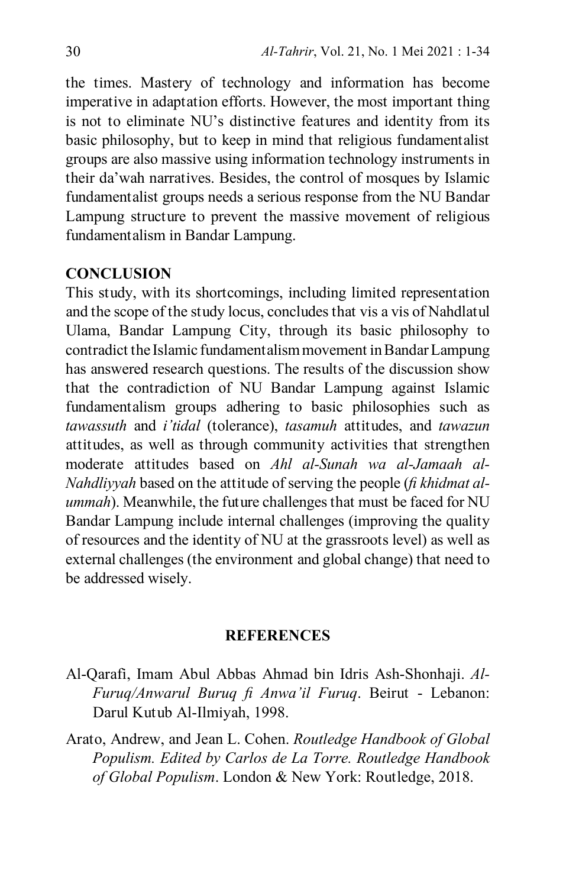the times. Mastery of technology and information has become imperative in adaptation efforts. However, the most important thing is not to eliminate NU's distinctive features and identity from its basic philosophy, but to keep in mind that religious fundamentalist groups are also massive using information technology instruments in their da'wah narratives. Besides, the control of mosques by Islamic fundamentalist groups needs a serious response from the NU Bandar Lampung structure to prevent the massive movement of religious fundamentalism in Bandar Lampung.

## CONCLUSION

This study, with its shortcomings, including limited representation and the scope of the study locus, concludes that vis a vis of Nahdlatul Ulama, Bandar Lampung City, through its basic philosophy to contradict the Islamic fundamentalism movement in Bandar Lampung has answered research questions. The results of the discussion show that the contradiction of NU Bandar Lampung against Islamic fundamentalism groups adhering to basic philosophies such as *tawassuth* and *i'tidal* (tolerance), *tasamuh* attitudes, and *tawazun* attitudes, as well as through community activities that strengthen moderate attitudes based on *Ahl al-Sunah wa al-Jamaah al-Nahdliyyah* based on the attitude of serving the people (*fi khidmat al-ummah*). Meanwhile, the future challenges that must be faced for NU Bandar Lampung include internal challenges (improving the quality of resources and the identity of NU at the grassroots level) as well as external challenges (the environment and global change) that need to be addressed wisely.

## REFERENCES

Al-Qarafi, Imam Abul Abbas Ahmad bin Idris Ash-Shonhaji. *Al-Furuq/Anwarul Buruq fi Anwa'il Furuq*. Beirut - Lebanon: Darul Kutub Al-Ilmiyah, 1998.

Arato, Andrew, and Jean L. Cohen. *Routledge Handbook of Global Populism. Edited by Carlos de La Torre. Routledge Handbook of Global Populism*. London & New York: Routledge, 2018.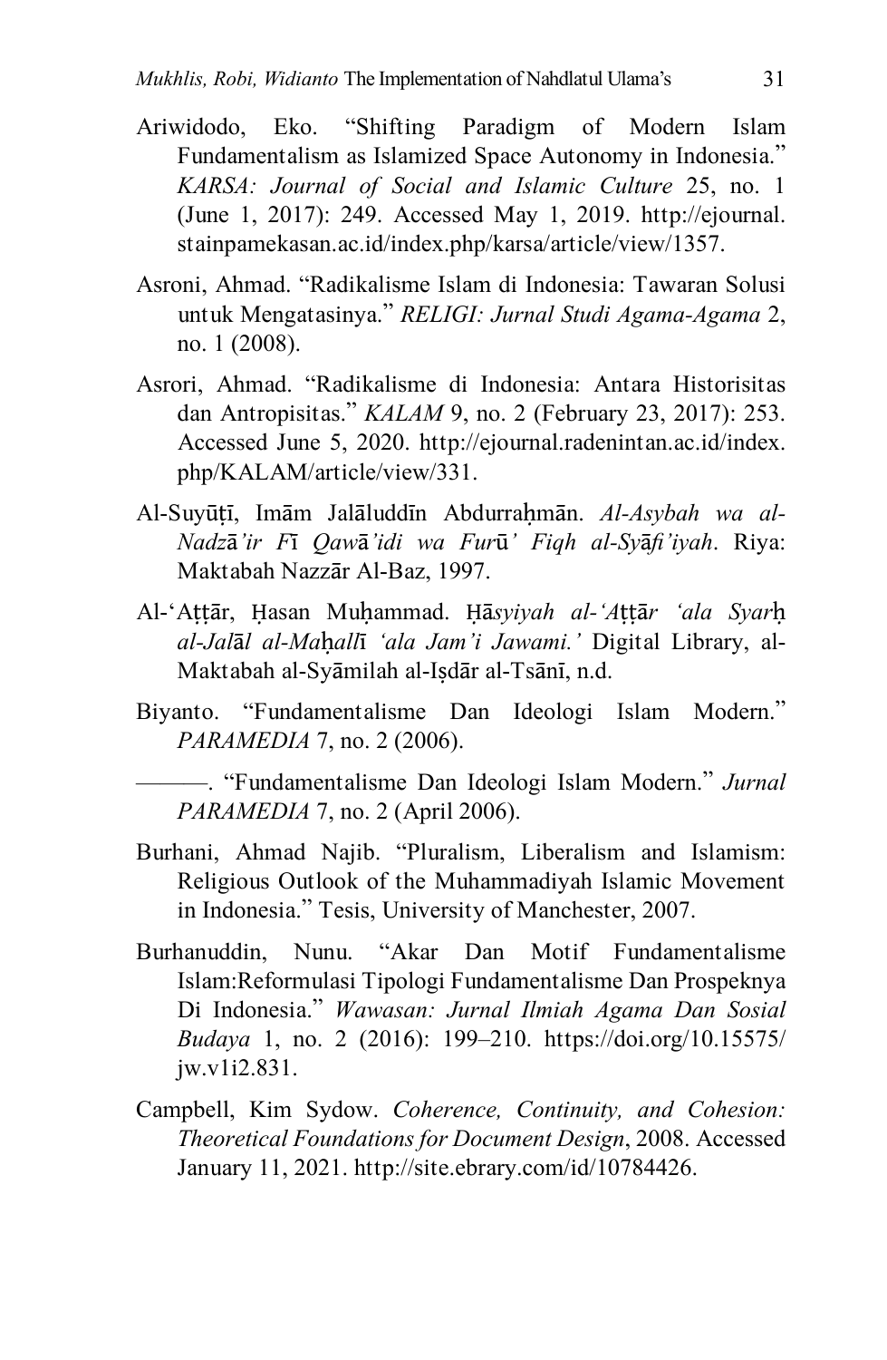Ariwidodo, Eko. "Shifting Paradigm of Modern Islam Fundamentalism as Islamized Space Autonomy in Indonesia." *KARSA: Journal of Social and Islamic Culture* 25, no. 1 (June 1, 2017): 249. Accessed May 1, 2019. http://ejournal.stainpamekasan.ac.id/index.php/karsa/article/view/1357.

Asroni, Ahmad. "Radikalisme Islam di Indonesia: Tawaran Solusi untuk Mengatasinya." *RELIGI: Jurnal Studi Agama-Agama* 2, no. 1 (2008).

Asrori, Ahmad. "Radikalisme di Indonesia: Antara Historisitas dan Antropisitas." *KALAM* 9, no. 2 (February 23, 2017): 253. Accessed June 5, 2020. http://ejournal.radenintan.ac.id/index.php/KALAM/article/view/331.

Al-Suyūṭī, Imām Jalāluddīn Abdurraḥmān. *Al-Asybah wa al-Nadzā'ir Fī Qawā'idi wa Furū' Fiqh al-Syāfi'iyah*. Riya: Maktabah Nazzār Al-Baz, 1997.

Al-'Aṭṭār, Ḥasan Muḥammad. *Ḥāsyiyah al-'Aṭṭār 'ala Syarḥ al-Jalāl al-Maḥallī 'ala Jam'i Jawami.'* Digital Library, al-Maktabah al-Syāmilah al-Iṣdār al-Tsānī, n.d.

Biyanto. "Fundamentalisme Dan Ideologi Islam Modern." *PARAMEDIA* 7, no. 2 (2006).

———. "Fundamentalisme Dan Ideologi Islam Modern." *Jurnal PARAMEDIA* 7, no. 2 (April 2006).

Burhani, Ahmad Najib. "Pluralism, Liberalism and Islamism: Religious Outlook of the Muhammadiyah Islamic Movement in Indonesia." Tesis, University of Manchester, 2007.

Burhanuddin, Nunu. "Akar Dan Motif Fundamentalisme Islam:Reformulasi Tipologi Fundamentalisme Dan Prospeknya Di Indonesia." *Wawasan: Jurnal Ilmiah Agama Dan Sosial Budaya* 1, no. 2 (2016): 199–210. https://doi.org/10.15575/jw.v1i2.831.

Campbell, Kim Sydow. *Coherence, Continuity, and Cohesion: Theoretical Foundations for Document Design*, 2008. Accessed January 11, 2021. http://site.ebrary.com/id/10784426.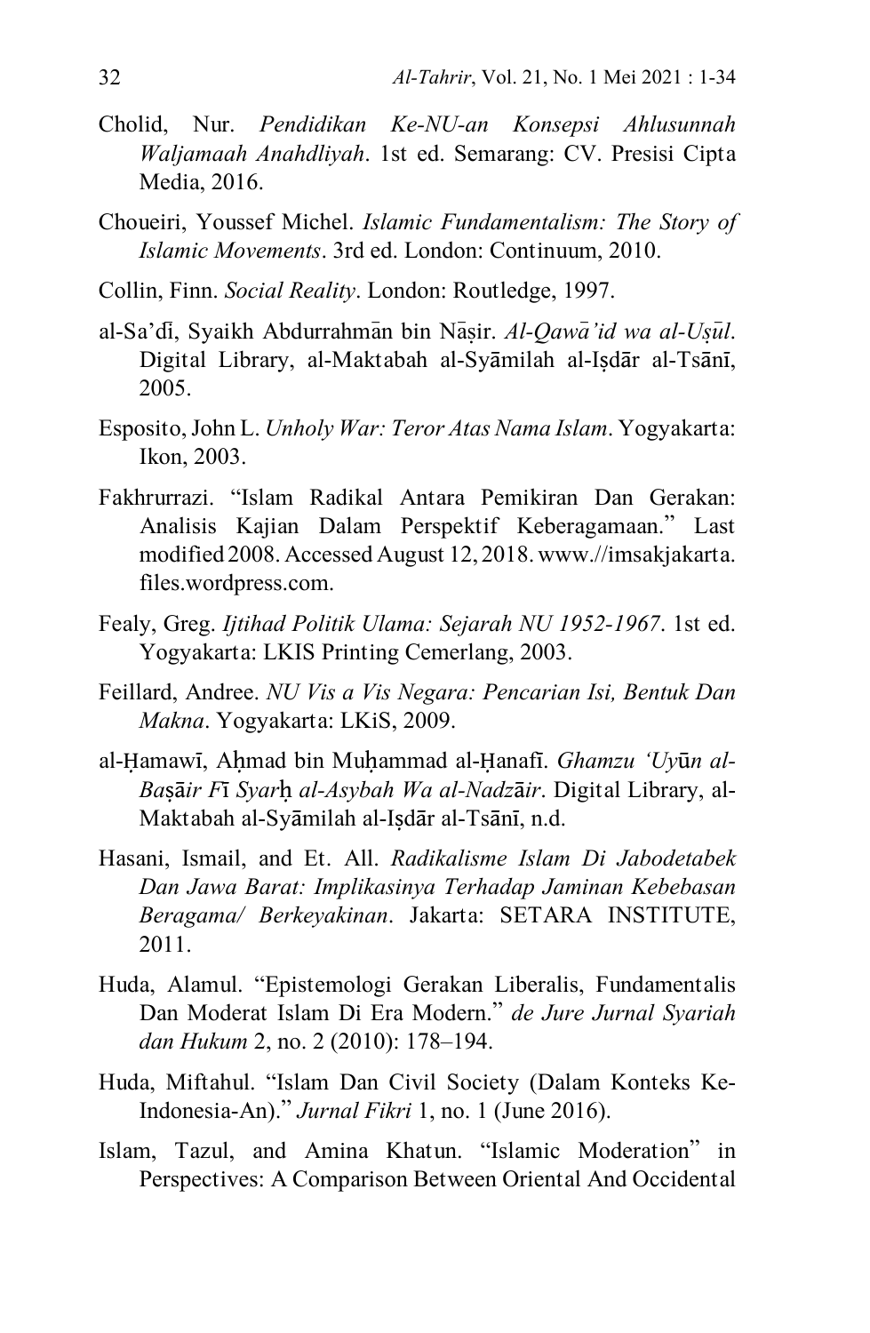Cholid, Nur. *Pendidikan Ke-NU-an Konsepsi Ahlusunnah Waljamaah Anahdliyah*. 1st ed. Semarang: CV. Presisi Cipta Media, 2016.

Choueiri, Youssef Michel. *Islamic Fundamentalism: The Story of Islamic Movements*. 3rd ed. London: Continuum, 2010.

Collin, Finn. *Social Reality*. London: Routledge, 1997.

al-Sa'dī, Syaikh Abdurrahmān bin Nāṣir. *Al-Qawā'id wa al-Uṣūl*. Digital Library, al-Maktabah al-Syāmilah al-Iṣdār al-Tsānī, 2005.

Esposito, John L. *Unholy War: Teror Atas Nama Islam*. Yogyakarta: Ikon, 2003.

Fakhrurrazi. "Islam Radikal Antara Pemikiran Dan Gerakan: Analisis Kajian Dalam Perspektif Keberagamaan." Last modified 2008. Accessed August 12, 2018. www.//imsakjakarta.files.wordpress.com.

Fealy, Greg. *Ijtihad Politik Ulama: Sejarah NU 1952-1967*. 1st ed. Yogyakarta: LKIS Printing Cemerlang, 2003.

Feillard, Andree. *NU Vis a Vis Negara: Pencarian Isi, Bentuk Dan Makna*. Yogyakarta: LKiS, 2009.

al-Ḥamawī, Aḥmad bin Muḥammad al-Ḥanafī. *Ghamzu 'Uyūn al-Baṣāir Fī Syarḥ al-Asybah Wa al-Nadzāir*. Digital Library, al-Maktabah al-Syāmilah al-Iṣdār al-Tsānī, n.d.

Hasani, Ismail, and Et. All. *Radikalisme Islam Di Jabodetabek Dan Jawa Barat: Implikasinya Terhadap Jaminan Kebebasan Beragama/ Berkeyakinan*. Jakarta: SETARA INSTITUTE, 2011.

Huda, Alamul. "Epistemologi Gerakan Liberalis, Fundamentalis Dan Moderat Islam Di Era Modern." *de Jure Jurnal Syariah dan Hukum* 2, no. 2 (2010): 178–194.

Huda, Miftahul. "Islam Dan Civil Society (Dalam Konteks Ke-Indonesia-An)." *Jurnal Fikri* 1, no. 1 (June 2016).

Islam, Tazul, and Amina Khatun. "Islamic Moderation" in Perspectives: A Comparison Between Oriental And Occidental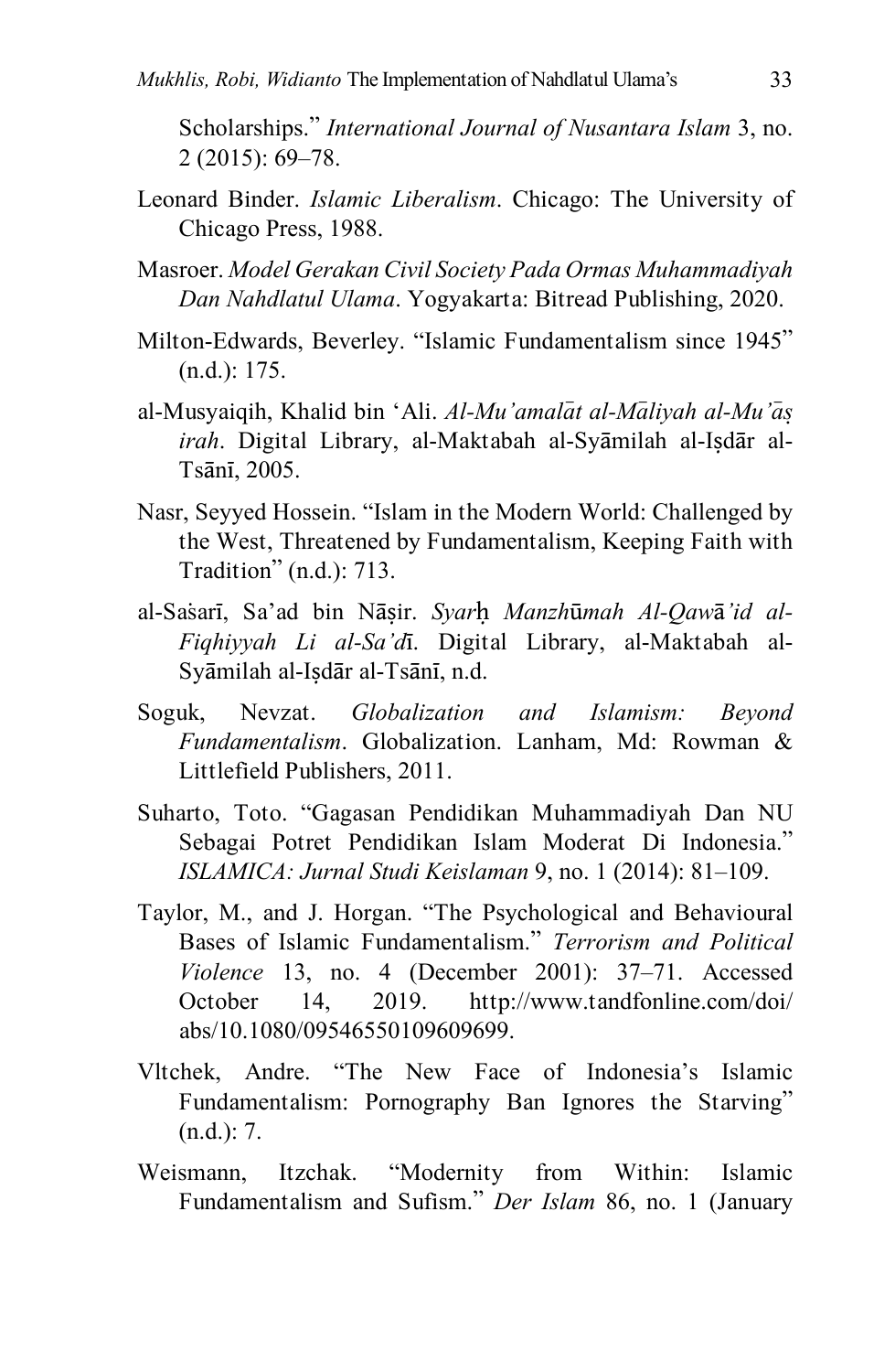Scholarships." *International Journal of Nusantara Islam* 3, no. 2 (2015): 69–78.

Leonard Binder. *Islamic Liberalism*. Chicago: The University of Chicago Press, 1988.

Masroer. *Model Gerakan Civil Society Pada Ormas Muhammadiyah Dan Nahdlatul Ulama*. Yogyakarta: Bitread Publishing, 2020.

Milton-Edwards, Beverley. "Islamic Fundamentalism since 1945" (n.d.): 175.

al-Musyaiqih, Khalid bin 'Ali. *Al-Mu'amalāt al-Māliyah al-Mu'āṣ irah*. Digital Library, al-Maktabah al-Syāmilah al-Iṣdār al-Tsānī, 2005.

Nasr, Seyyed Hossein. "Islam in the Modern World: Challenged by the West, Threatened by Fundamentalism, Keeping Faith with Tradition" (n.d.): 713.

al-Saṡarī, Sa'ad bin Nāṣir. *Syarḥ Manzhūmah Al-Qawā'id al-Fiqhiyyah Li al-Sa'dī*. Digital Library, al-Maktabah al-Syāmilah al-Iṣdār al-Tsānī, n.d.

Soguk, Nevzat. *Globalization and Islamism: Beyond Fundamentalism*. Globalization. Lanham, Md: Rowman & Littlefield Publishers, 2011.

Suharto, Toto. "Gagasan Pendidikan Muhammadiyah Dan NU Sebagai Potret Pendidikan Islam Moderat Di Indonesia." *ISLAMICA: Jurnal Studi Keislaman* 9, no. 1 (2014): 81–109.

Taylor, M., and J. Horgan. "The Psychological and Behavioural Bases of Islamic Fundamentalism." *Terrorism and Political Violence* 13, no. 4 (December 2001): 37–71. Accessed October 14, 2019. http://www.tandfonline.com/doi/abs/10.1080/09546550109609699.

Vltchek, Andre. "The New Face of Indonesia's Islamic Fundamentalism: Pornography Ban Ignores the Starving" (n.d.): 7.

Weismann, Itzchak. "Modernity from Within: Islamic Fundamentalism and Sufism." *Der Islam* 86, no. 1 (January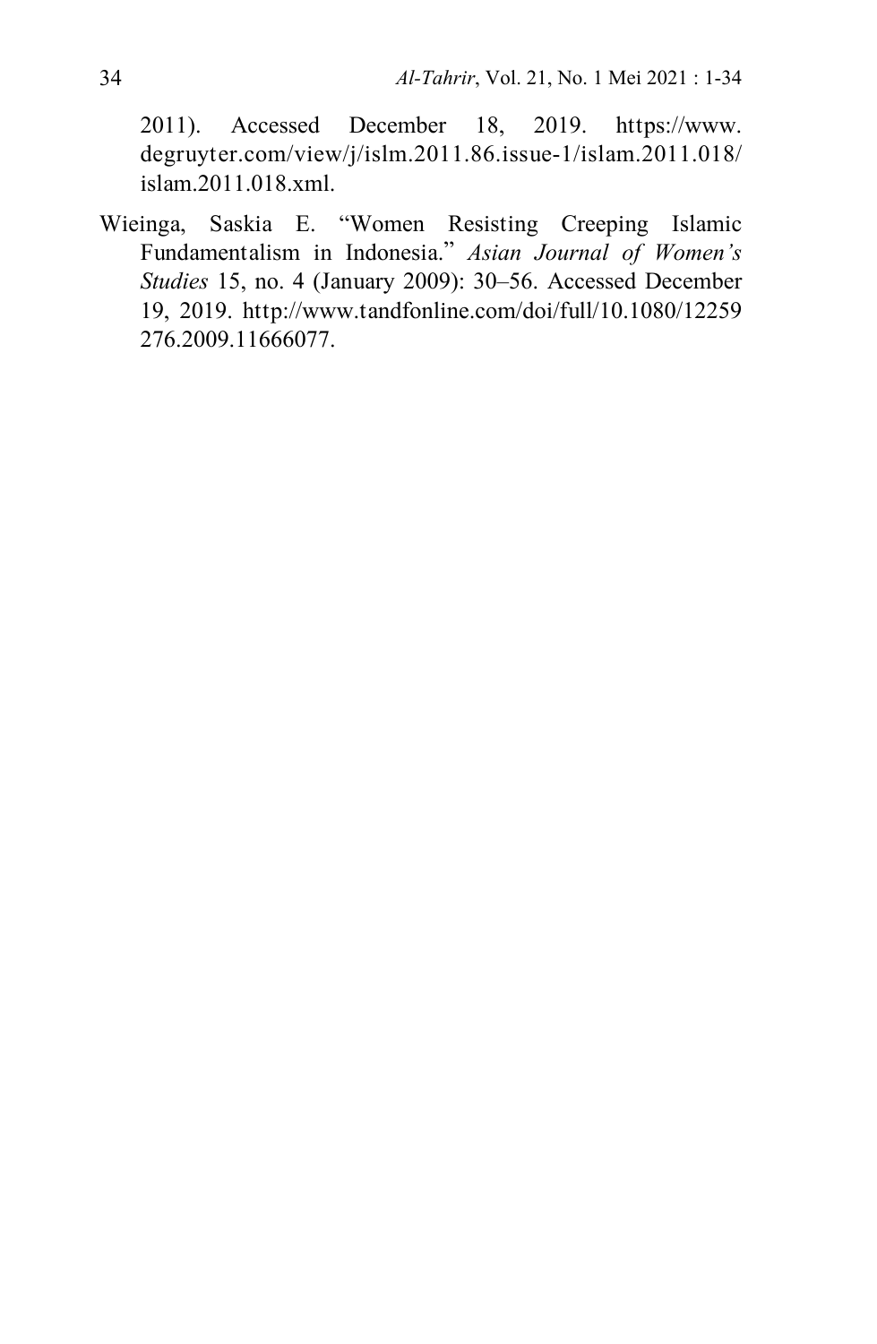2011). Accessed December 18, 2019. https://www.degruyter.com/view/j/islm.2011.86.issue-1/islam.2011.018/islam.2011.018.xml.

Wieinga, Saskia E. "Women Resisting Creeping Islamic Fundamentalism in Indonesia." *Asian Journal of Women's Studies* 15, no. 4 (January 2009): 30–56. Accessed December 19, 2019. http://www.tandfonline.com/doi/full/10.1080/12259276.2009.11666077.